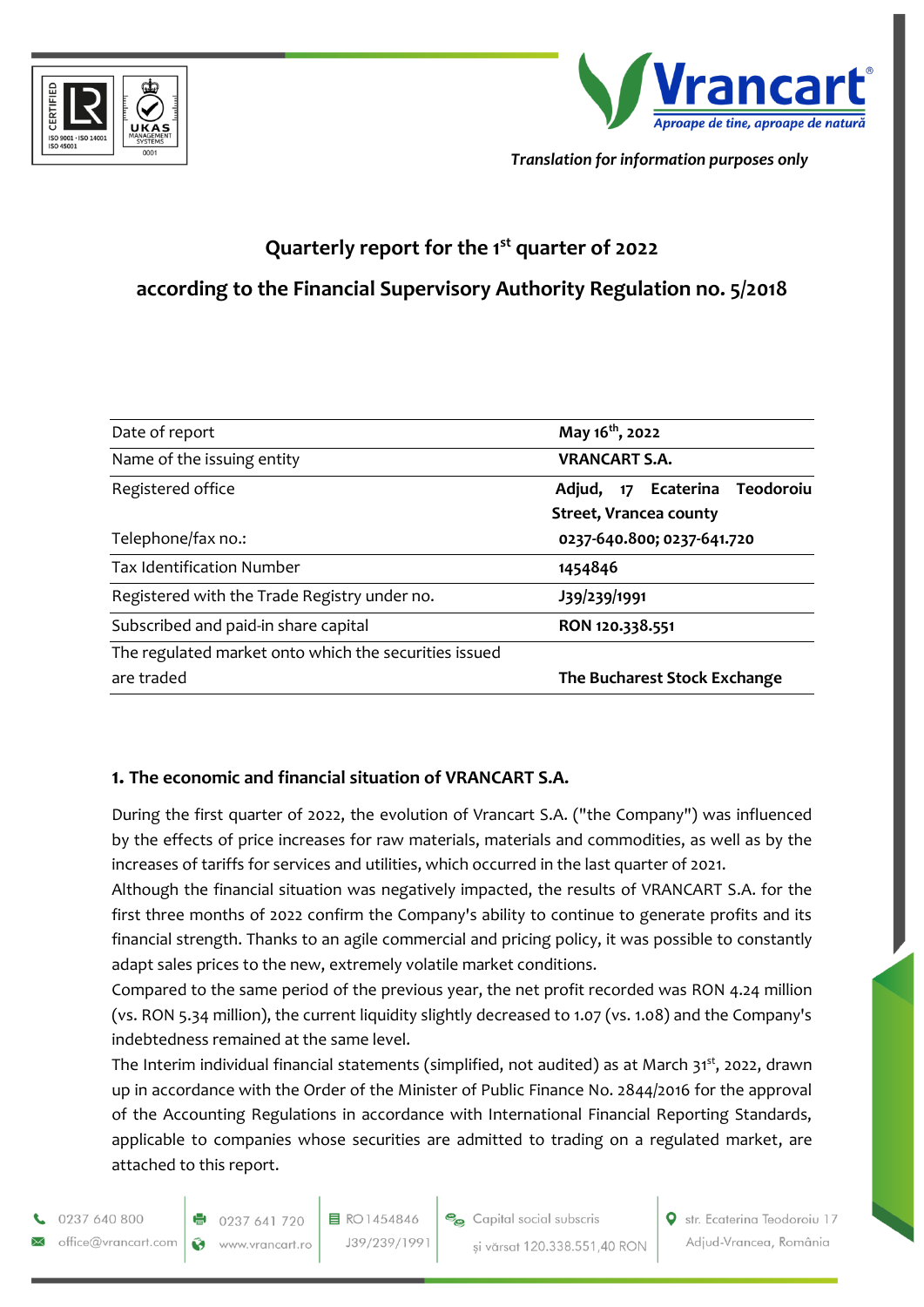*Translation for information purposes only*

# Quarterly report for the 1st quarter of 2022

## according to the Financial Supervisory Authority Regulation no. 5/2018

| | |
|---|---|
| Date of report | **May 16th, 2022** |
| Name of the issuing entity | **VRANCART S.A.** |
| Registered office | **Adjud, 17 Ecaterina Teodoroiu Street, Vrancea county** |
| Telephone/fax no.: | **0237-640.800; 0237-641.720** |
| Tax Identification Number | **1454846** |
| Registered with the Trade Registry under no. | **J39/239/1991** |
| Subscribed and paid-in share capital | **RON 120.338.551** |
| The regulated market onto which the securities issued are traded | **The Bucharest Stock Exchange** |

### 1. The economic and financial situation of VRANCART S.A.

During the first quarter of 2022, the evolution of Vrancart S.A. ("the Company") was influenced by the effects of price increases for raw materials, materials and commodities, as well as by the increases of tariffs for services and utilities, which occurred in the last quarter of 2021.

Although the financial situation was negatively impacted, the results of VRANCART S.A. for the first three months of 2022 confirm the Company's ability to continue to generate profits and its financial strength. Thanks to an agile commercial and pricing policy, it was possible to constantly adapt sales prices to the new, extremely volatile market conditions.

Compared to the same period of the previous year, the net profit recorded was RON 4.24 million (vs. RON 5.34 million), the current liquidity slightly decreased to 1.07 (vs. 1.08) and the Company's indebtedness remained at the same level.

The Interim individual financial statements (simplified, not audited) as at March 31st, 2022, drawn up in accordance with the Order of the Minister of Public Finance No. 2844/2016 for the approval of the Accounting Regulations in accordance with International Financial Reporting Standards, applicable to companies whose securities are admitted to trading on a regulated market, are attached to this report.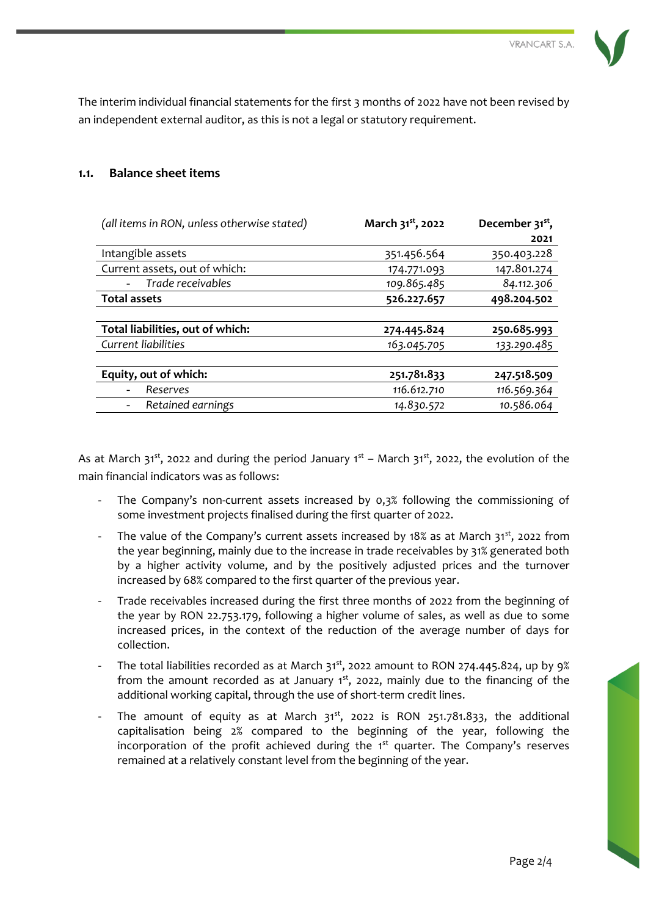The interim individual financial statements for the first 3 months of 2022 have not been revised by an independent external auditor, as this is not a legal or statutory requirement.

### 1.1. Balance sheet items

| *(all items in RON, unless otherwise stated)* | **March 31st, 2022** | **December 31st, 2021** |
|---|---|---|
| Intangible assets | 351.456.564 | 350.403.228 |
| Current assets, out of which: | 174.771.093 | 147.801.274 |
| - *Trade receivables* | *109.865.485* | *84.112.306* |
| **Total assets** | **526.227.657** | **498.204.502** |
| **Total liabilities, out of which:** | **274.445.824** | **250.685.993** |
| *Current liabilities* | *163.045.705* | *133.290.485* |
| **Equity, out of which:** | **251.781.833** | **247.518.509** |
| - *Reserves* | *116.612.710* | *116.569.364* |
| - *Retained earnings* | *14.830.572* | *10.586.064* |

As at March 31st, 2022 and during the period January 1st – March 31st, 2022, the evolution of the main financial indicators was as follows:

- The Company's non-current assets increased by 0,3% following the commissioning of some investment projects finalised during the first quarter of 2022.
- The value of the Company's current assets increased by 18% as at March 31st, 2022 from the year beginning, mainly due to the increase in trade receivables by 31% generated both by a higher activity volume, and by the positively adjusted prices and the turnover increased by 68% compared to the first quarter of the previous year.
- Trade receivables increased during the first three months of 2022 from the beginning of the year by RON 22.753.179, following a higher volume of sales, as well as due to some increased prices, in the context of the reduction of the average number of days for collection.
- The total liabilities recorded as at March 31st, 2022 amount to RON 274.445.824, up by 9% from the amount recorded as at January 1st, 2022, mainly due to the financing of the additional working capital, through the use of short-term credit lines.
- The amount of equity as at March 31st, 2022 is RON 251.781.833, the additional capitalisation being 2% compared to the beginning of the year, following the incorporation of the profit achieved during the 1st quarter. The Company's reserves remained at a relatively constant level from the beginning of the year.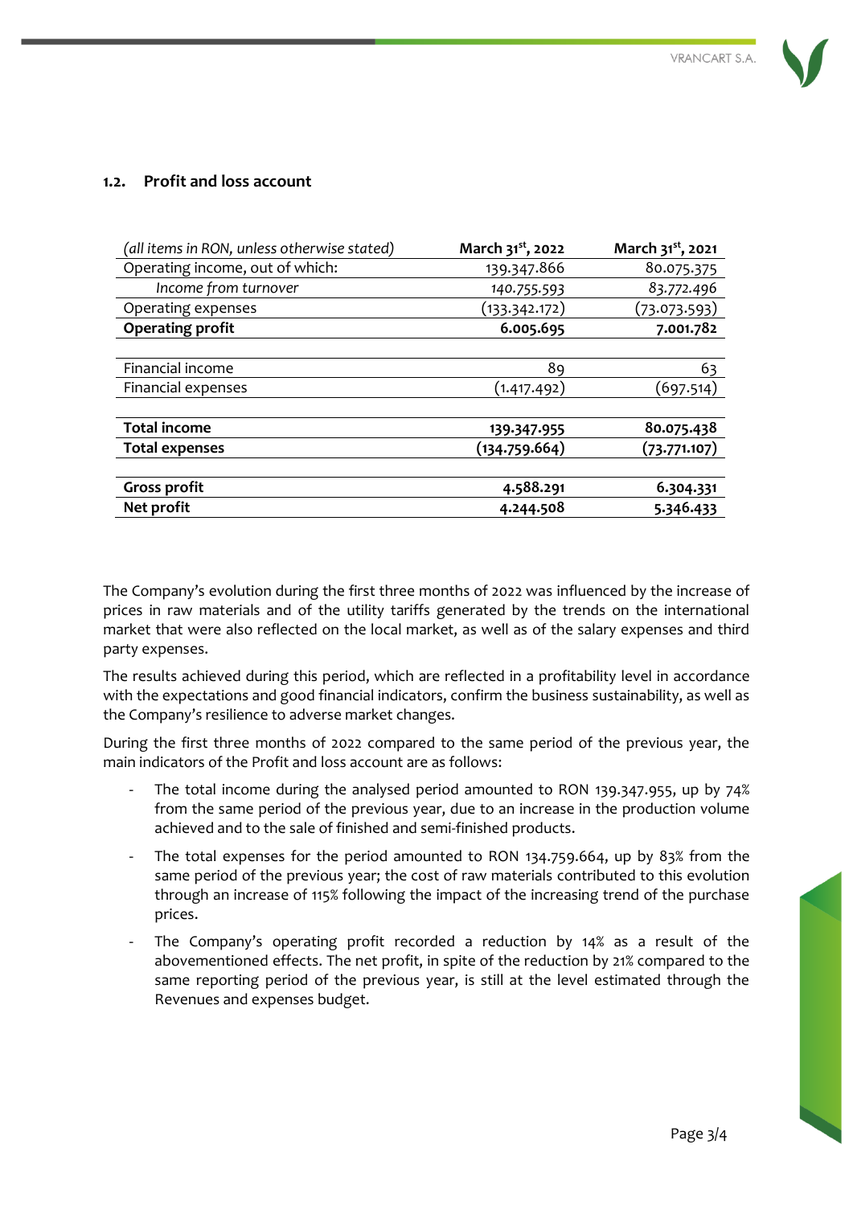## 1.2. Profit and loss account

| *(all items in RON, unless otherwise stated)* | **March 31st, 2022** | **March 31st, 2021** |
|---|---|---|
| Operating income, out of which: | 139.347.866 | 80.075.375 |
| *Income from turnover* | *140.755.593* | *83.772.496* |
| Operating expenses | (133.342.172) | (73.073.593) |
| **Operating profit** | **6.005.695** | **7.001.782** |
| | | |
| Financial income | 89 | 63 |
| Financial expenses | (1.417.492) | (697.514) |
| | | |
| **Total income** | **139.347.955** | **80.075.438** |
| **Total expenses** | **(134.759.664)** | **(73.771.107)** |
| | | |
| **Gross profit** | **4.588.291** | **6.304.331** |
| **Net profit** | **4.244.508** | **5.346.433** |

The Company's evolution during the first three months of 2022 was influenced by the increase of prices in raw materials and of the utility tariffs generated by the trends on the international market that were also reflected on the local market, as well as of the salary expenses and third party expenses.

The results achieved during this period, which are reflected in a profitability level in accordance with the expectations and good financial indicators, confirm the business sustainability, as well as the Company's resilience to adverse market changes.

During the first three months of 2022 compared to the same period of the previous year, the main indicators of the Profit and loss account are as follows:

- The total income during the analysed period amounted to RON 139.347.955, up by 74% from the same period of the previous year, due to an increase in the production volume achieved and to the sale of finished and semi-finished products.
- The total expenses for the period amounted to RON 134.759.664, up by 83% from the same period of the previous year; the cost of raw materials contributed to this evolution through an increase of 115% following the impact of the increasing trend of the purchase prices.
- The Company's operating profit recorded a reduction by 14% as a result of the abovementioned effects. The net profit, in spite of the reduction by 21% compared to the same reporting period of the previous year, is still at the level estimated through the Revenues and expenses budget.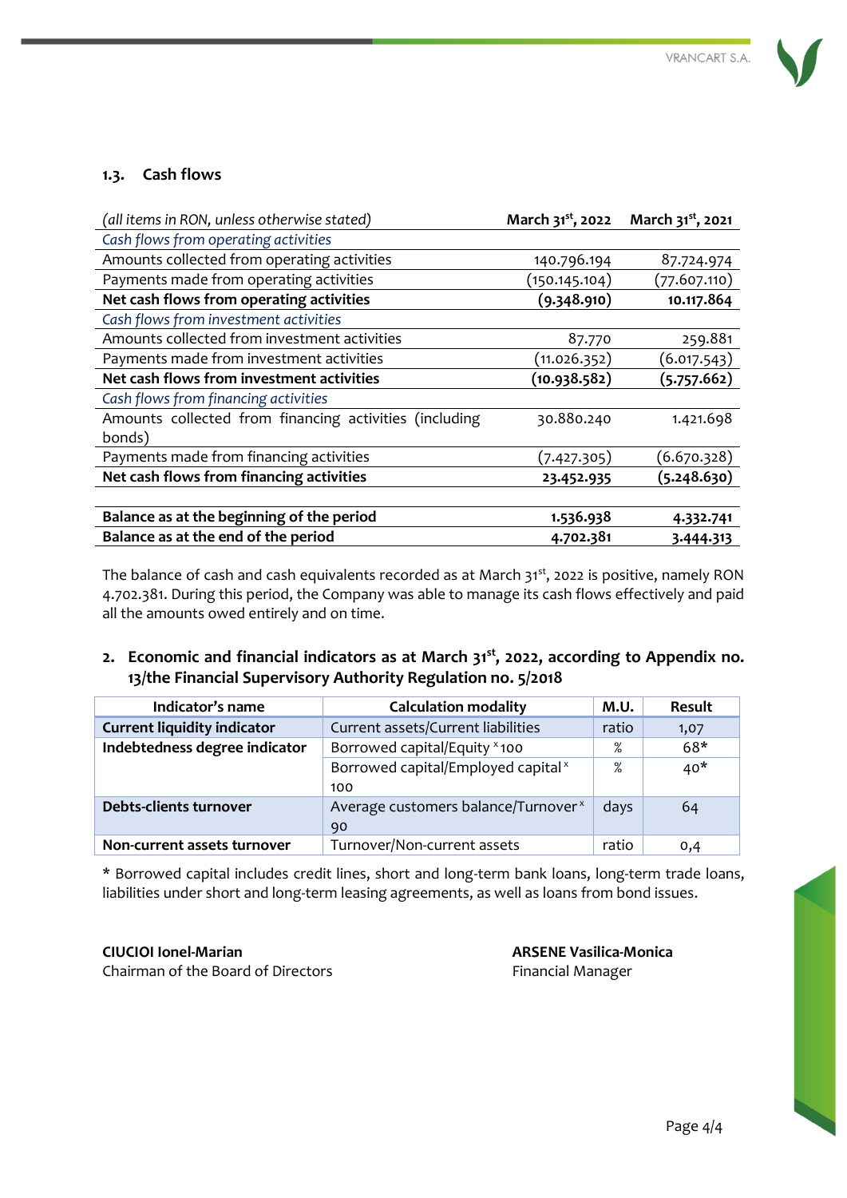### 1.3. Cash flows

| *(all items in RON, unless otherwise stated)* | **March 31st, 2022** | **March 31st, 2021** |
|---|---|---|
| *Cash flows from operating activities* | | |
| Amounts collected from operating activities | 140.796.194 | 87.724.974 |
| Payments made from operating activities | (150.145.104) | (77.607.110) |
| **Net cash flows from operating activities** | **(9.348.910)** | **10.117.864** |
| *Cash flows from investment activities* | | |
| Amounts collected from investment activities | 87.770 | 259.881 |
| Payments made from investment activities | (11.026.352) | (6.017.543) |
| **Net cash flows from investment activities** | **(10.938.582)** | **(5.757.662)** |
| *Cash flows from financing activities* | | |
| Amounts collected from financing activities (including bonds) | 30.880.240 | 1.421.698 |
| Payments made from financing activities | (7.427.305) | (6.670.328) |
| **Net cash flows from financing activities** | **23.452.935** | **(5.248.630)** |
| | | |
| **Balance as at the beginning of the period** | **1.536.938** | **4.332.741** |
| **Balance as at the end of the period** | **4.702.381** | **3.444.313** |

The balance of cash and cash equivalents recorded as at March 31st, 2022 is positive, namely RON 4.702.381. During this period, the Company was able to manage its cash flows effectively and paid all the amounts owed entirely and on time.

## 2. Economic and financial indicators as at March 31st, 2022, according to Appendix no. 13/the Financial Supervisory Authority Regulation no. 5/2018

| Indicator's name | Calculation modality | M.U. | Result |
|---|---|---|---|
| **Current liquidity indicator** | Current assets/Current liabilities | ratio | 1,07 |
| **Indebtedness degree indicator** | Borrowed capital/Equity x 100 | % | 68* |
| | Borrowed capital/Employed capital x 100 | % | 40* |
| **Debts-clients turnover** | Average customers balance/Turnover x 90 | days | 64 |
| **Non-current assets turnover** | Turnover/Non-current assets | ratio | 0,4 |

* Borrowed capital includes credit lines, short and long-term bank loans, long-term trade loans, liabilities under short and long-term leasing agreements, as well as loans from bond issues.

**CIUCIOI Ionel-Marian**
Chairman of the Board of Directors

**ARSENE Vasilica-Monica**
Financial Manager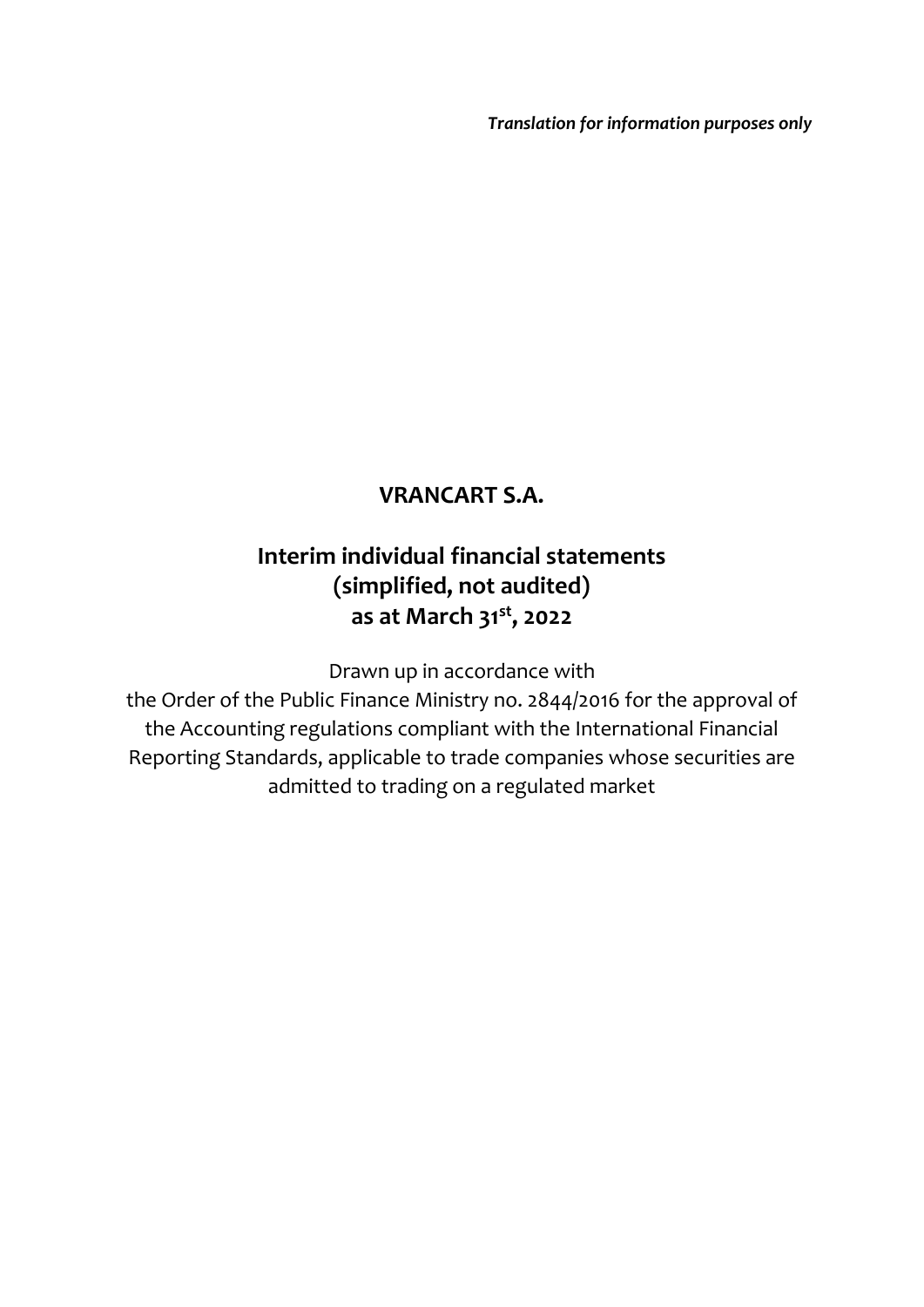*Translation for information purposes only*

# VRANCART S.A.

## Interim individual financial statements (simplified, not audited) as at March 31st, 2022

Drawn up in accordance with the Order of the Public Finance Ministry no. 2844/2016 for the approval of the Accounting regulations compliant with the International Financial Reporting Standards, applicable to trade companies whose securities are admitted to trading on a regulated market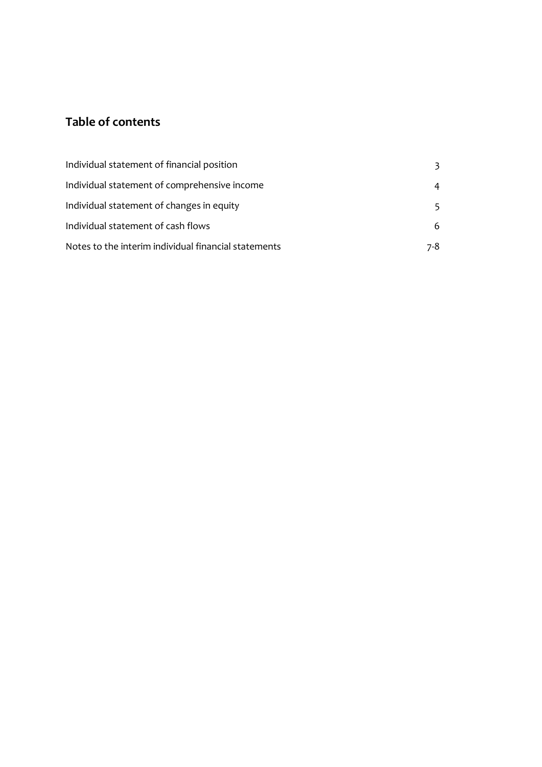## Table of contents

| | |
|---|---|
| Individual statement of financial position | 3 |
| Individual statement of comprehensive income | 4 |
| Individual statement of changes in equity | 5 |
| Individual statement of cash flows | 6 |
| Notes to the interim individual financial statements | 7-8 |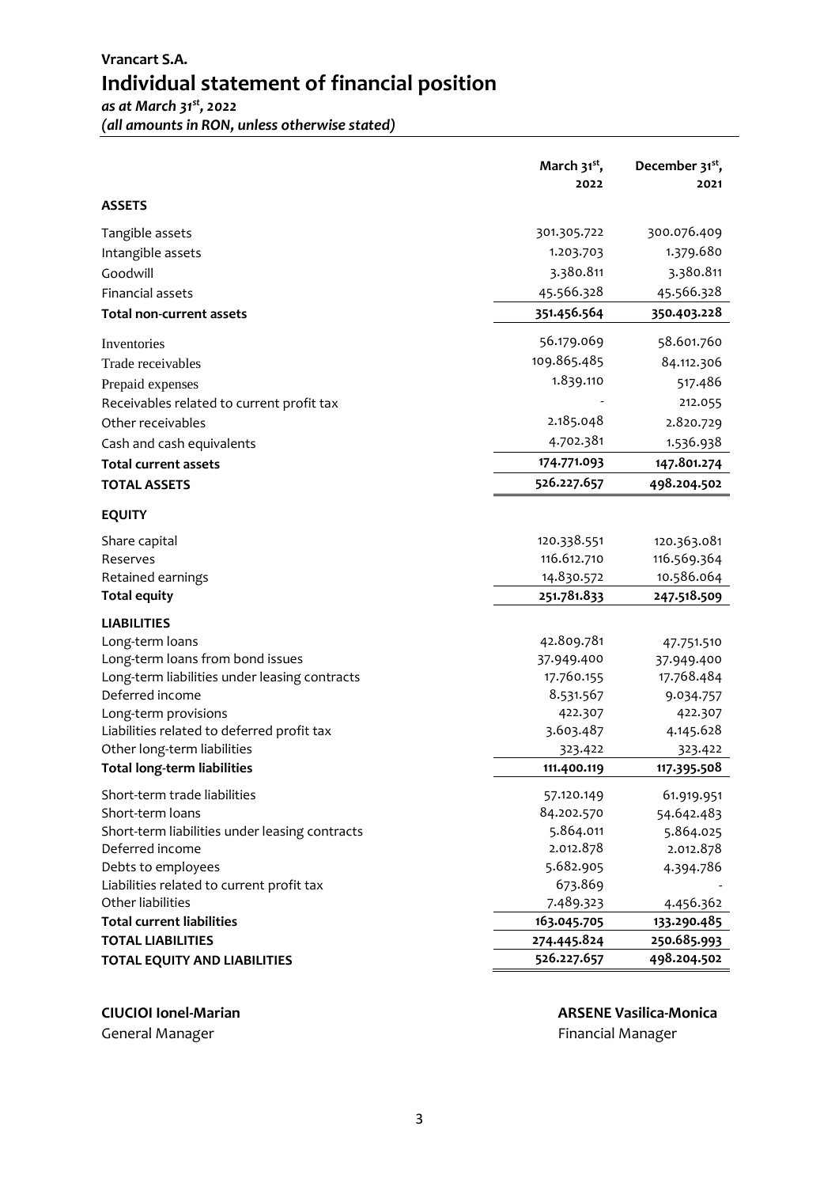**Vrancart S.A.**

# Individual statement of financial position

*as at March 31st, 2022*
*(all amounts in RON, unless otherwise stated)*

| | March 31st, 2022 | December 31st, 2021 |
|---|---|---|
| **ASSETS** | | |
| Tangible assets | 301.305.722 | 300.076.409 |
| Intangible assets | 1.203.703 | 1.379.680 |
| Goodwill | 3.380.811 | 3.380.811 |
| Financial assets | 45.566.328 | 45.566.328 |
| **Total non-current assets** | **351.456.564** | **350.403.228** |
| Inventories | 56.179.069 | 58.601.760 |
| Trade receivables | 109.865.485 | 84.112.306 |
| Prepaid expenses | 1.839.110 | 517.486 |
| Receivables related to current profit tax | - | 212.055 |
| Other receivables | 2.185.048 | 2.820.729 |
| Cash and cash equivalents | 4.702.381 | 1.536.938 |
| **Total current assets** | **174.771.093** | **147.801.274** |
| **TOTAL ASSETS** | **526.227.657** | **498.204.502** |
| **EQUITY** | | |
| Share capital | 120.338.551 | 120.363.081 |
| Reserves | 116.612.710 | 116.569.364 |
| Retained earnings | 14.830.572 | 10.586.064 |
| **Total equity** | **251.781.833** | **247.518.509** |
| **LIABILITIES** | | |
| Long-term loans | 42.809.781 | 47.751.510 |
| Long-term loans from bond issues | 37.949.400 | 37.949.400 |
| Long-term liabilities under leasing contracts | 17.760.155 | 17.768.484 |
| Deferred income | 8.531.567 | 9.034.757 |
| Long-term provisions | 422.307 | 422.307 |
| Liabilities related to deferred profit tax | 3.603.487 | 4.145.628 |
| Other long-term liabilities | 323.422 | 323.422 |
| **Total long-term liabilities** | **111.400.119** | **117.395.508** |
| Short-term trade liabilities | 57.120.149 | 61.919.951 |
| Short-term loans | 84.202.570 | 54.642.483 |
| Short-term liabilities under leasing contracts | 5.864.011 | 5.864.025 |
| Deferred income | 2.012.878 | 2.012.878 |
| Debts to employees | 5.682.905 | 4.394.786 |
| Liabilities related to current profit tax | 673.869 | - |
| Other liabilities | 7.489.323 | 4.456.362 |
| **Total current liabilities** | **163.045.705** | **133.290.485** |
| **TOTAL LIABILITIES** | **274.445.824** | **250.685.993** |
| **TOTAL EQUITY AND LIABILITIES** | **526.227.657** | **498.204.502** |

**CIUCIOI Ionel-Marian**
General Manager

**ARSENE Vasilica-Monica**
Financial Manager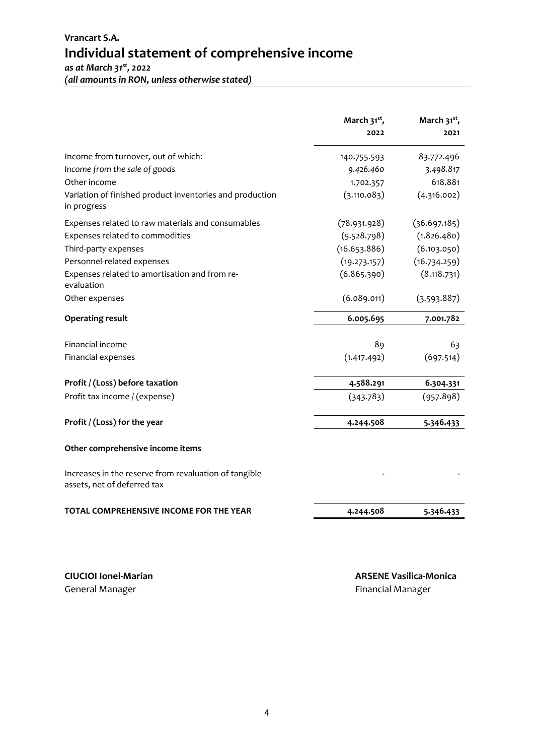**Vrancart S.A.**

# Individual statement of comprehensive income

*as at March 31st, 2022*
*(all amounts in RON, unless otherwise stated)*

| | March 31st, 2022 | March 31st, 2021 |
|---|---|---|
| Income from turnover, out of which: | 140.755.593 | 83.772.496 |
| *Income from the sale of goods* | *9.426.460* | *3.498.817* |
| Other income | 1.702.357 | 618.881 |
| Variation of finished product inventories and production in progress | (3.110.083) | (4.316.002) |
| Expenses related to raw materials and consumables | (78.931.928) | (36.697.185) |
| Expenses related to commodities | (5.528.798) | (1.826.480) |
| Third-party expenses | (16.653.886) | (6.103.050) |
| Personnel-related expenses | (19.273.157) | (16.734.259) |
| Expenses related to amortisation and from re-evaluation | (6.865.390) | (8.118.731) |
| Other expenses | (6.089.011) | (3.593.887) |
| **Operating result** | **6.005.695** | **7.001.782** |
| Financial income | 89 | 63 |
| Financial expenses | (1.417.492) | (697.514) |
| **Profit / (Loss) before taxation** | **4.588.291** | **6.304.331** |
| Profit tax income / (expense) | (343.783) | (957.898) |
| **Profit / (Loss) for the year** | **4.244.508** | **5.346.433** |
| **Other comprehensive income items** | | |
| Increases in the reserve from revaluation of tangible assets, net of deferred tax | - | - |
| **TOTAL COMPREHENSIVE INCOME FOR THE YEAR** | **4.244.508** | **5.346.433** |

**CIUCIOI Ionel-Marian**
General Manager

**ARSENE Vasilica-Monica**
Financial Manager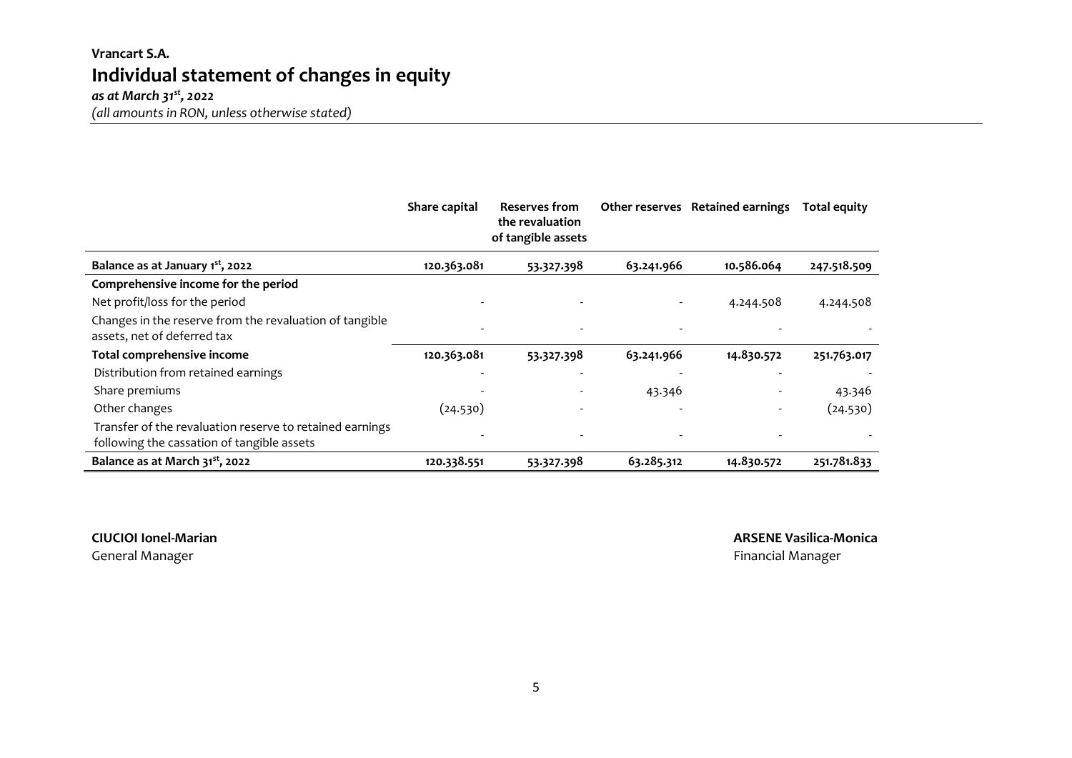**Vrancart S.A.**

# Individual statement of changes in equity

***as at March 31st, 2022***

*(all amounts in RON, unless otherwise stated)*

| | Share capital | Reserves from the revaluation of tangible assets | Other reserves | Retained earnings | Total equity |
|---|---|---|---|---|---|
| **Balance as at January 1st, 2022** | **120.363.081** | **53.327.398** | **63.241.966** | **10.586.064** | **247.518.509** |
| **Comprehensive income for the period** | | | | | |
| Net profit/loss for the period | - | - | - | 4.244.508 | 4.244.508 |
| Changes in the reserve from the revaluation of tangible assets, net of deferred tax | - | - | - | - | - |
| **Total comprehensive income** | **120.363.081** | **53.327.398** | **63.241.966** | **14.830.572** | **251.763.017** |
| Distribution from retained earnings | - | - | - | - | - |
| Share premiums | - | - | 43.346 | - | 43.346 |
| Other changes | (24.530) | - | - | - | (24.530) |
| Transfer of the revaluation reserve to retained earnings following the cassation of tangible assets | - | - | - | - | - |
| **Balance as at March 31st, 2022** | **120.338.551** | **53.327.398** | **63.285.312** | **14.830.572** | **251.781.833** |

**CIUCIOI Ionel-Marian**
General Manager

**ARSENE Vasilica-Monica**
Financial Manager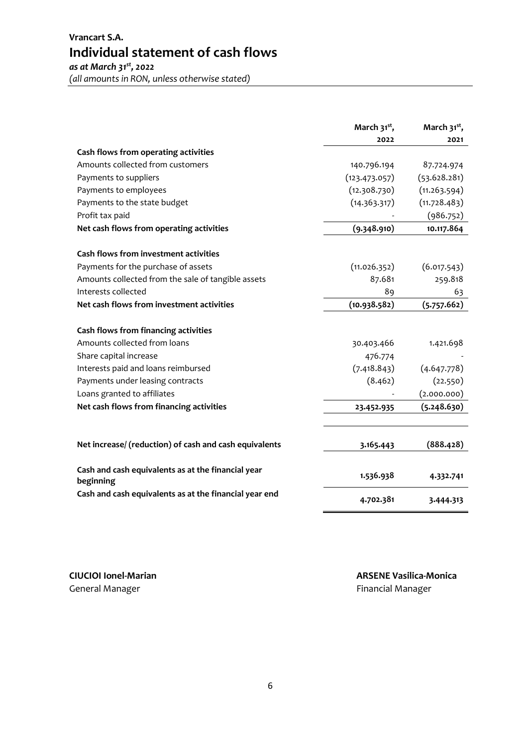**Vrancart S.A.**

# Individual statement of cash flows

***as at March 31st, 2022***

*(all amounts in RON, unless otherwise stated)*

| | March 31st, 2022 | March 31st, 2021 |
|---|---|---|
| **Cash flows from operating activities** | | |
| Amounts collected from customers | 140.796.194 | 87.724.974 |
| Payments to suppliers | (123.473.057) | (53.628.281) |
| Payments to employees | (12.308.730) | (11.263.594) |
| Payments to the state budget | (14.363.317) | (11.728.483) |
| Profit tax paid | - | (986.752) |
| **Net cash flows from operating activities** | **(9.348.910)** | **10.117.864** |
| **Cash flows from investment activities** | | |
| Payments for the purchase of assets | (11.026.352) | (6.017.543) |
| Amounts collected from the sale of tangible assets | 87.681 | 259.818 |
| Interests collected | 89 | 63 |
| **Net cash flows from investment activities** | **(10.938.582)** | **(5.757.662)** |
| **Cash flows from financing activities** | | |
| Amounts collected from loans | 30.403.466 | 1.421.698 |
| Share capital increase | 476.774 | - |
| Interests paid and loans reimbursed | (7.418.843) | (4.647.778) |
| Payments under leasing contracts | (8.462) | (22.550) |
| Loans granted to affiliates | - | (2.000.000) |
| **Net cash flows from financing activities** | **23.452.935** | **(5.248.630)** |
| **Net increase/ (reduction) of cash and cash equivalents** | **3.165.443** | **(888.428)** |
| **Cash and cash equivalents as at the financial year beginning** | **1.536.938** | **4.332.741** |
| **Cash and cash equivalents as at the financial year end** | **4.702.381** | **3.444.313** |

**CIUCIOI Ionel-Marian**
General Manager

**ARSENE Vasilica-Monica**
Financial Manager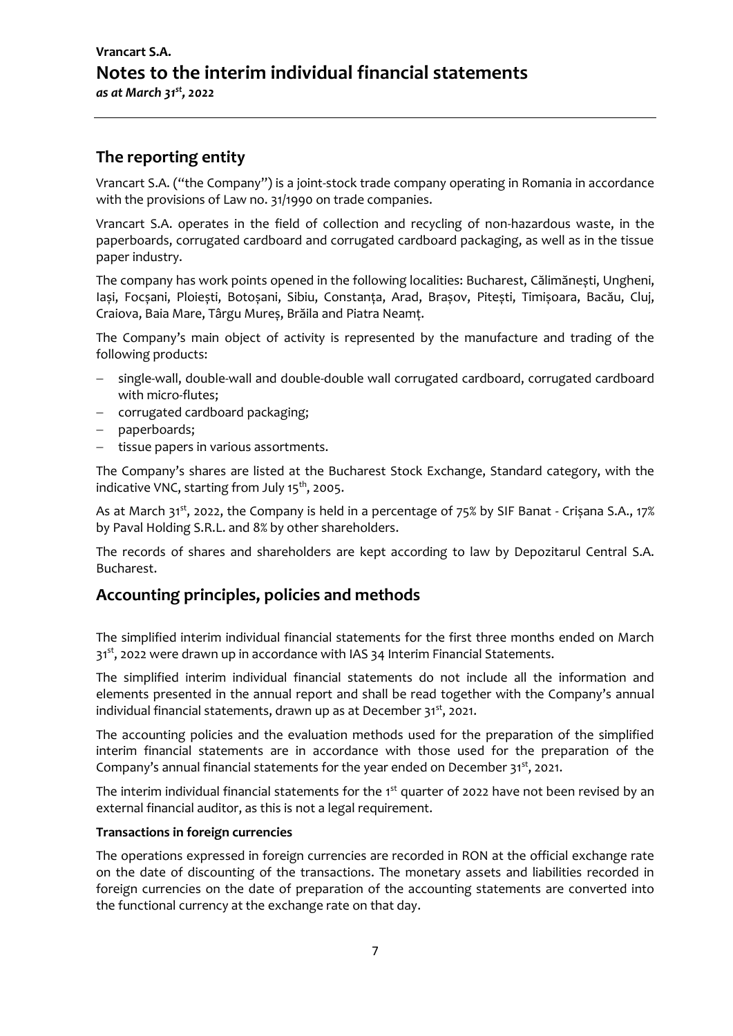## The reporting entity

Vrancart S.A. ("the Company") is a joint-stock trade company operating in Romania in accordance with the provisions of Law no. 31/1990 on trade companies.

Vrancart S.A. operates in the field of collection and recycling of non-hazardous waste, in the paperboards, corrugated cardboard and corrugated cardboard packaging, as well as in the tissue paper industry.

The company has work points opened in the following localities: Bucharest, Călimănești, Ungheni, Iași, Focșani, Ploiești, Botoșani, Sibiu, Constanța, Arad, Brașov, Pitești, Timișoara, Bacău, Cluj, Craiova, Baia Mare, Târgu Mureș, Brăila and Piatra Neamț.

The Company's main object of activity is represented by the manufacture and trading of the following products:

- single-wall, double-wall and double-double wall corrugated cardboard, corrugated cardboard with micro-flutes;
- corrugated cardboard packaging;
- paperboards;
- tissue papers in various assortments.

The Company's shares are listed at the Bucharest Stock Exchange, Standard category, with the indicative VNC, starting from July 15th, 2005.

As at March 31st, 2022, the Company is held in a percentage of 75% by SIF Banat - Crișana S.A., 17% by Paval Holding S.R.L. and 8% by other shareholders.

The records of shares and shareholders are kept according to law by Depozitarul Central S.A. Bucharest.

## Accounting principles, policies and methods

The simplified interim individual financial statements for the first three months ended on March 31st, 2022 were drawn up in accordance with IAS 34 Interim Financial Statements.

The simplified interim individual financial statements do not include all the information and elements presented in the annual report and shall be read together with the Company's annual individual financial statements, drawn up as at December 31st, 2021.

The accounting policies and the evaluation methods used for the preparation of the simplified interim financial statements are in accordance with those used for the preparation of the Company's annual financial statements for the year ended on December 31st, 2021.

The interim individual financial statements for the 1st quarter of 2022 have not been revised by an external financial auditor, as this is not a legal requirement.

**Transactions in foreign currencies**

The operations expressed in foreign currencies are recorded in RON at the official exchange rate on the date of discounting of the transactions. The monetary assets and liabilities recorded in foreign currencies on the date of preparation of the accounting statements are converted into the functional currency at the exchange rate on that day.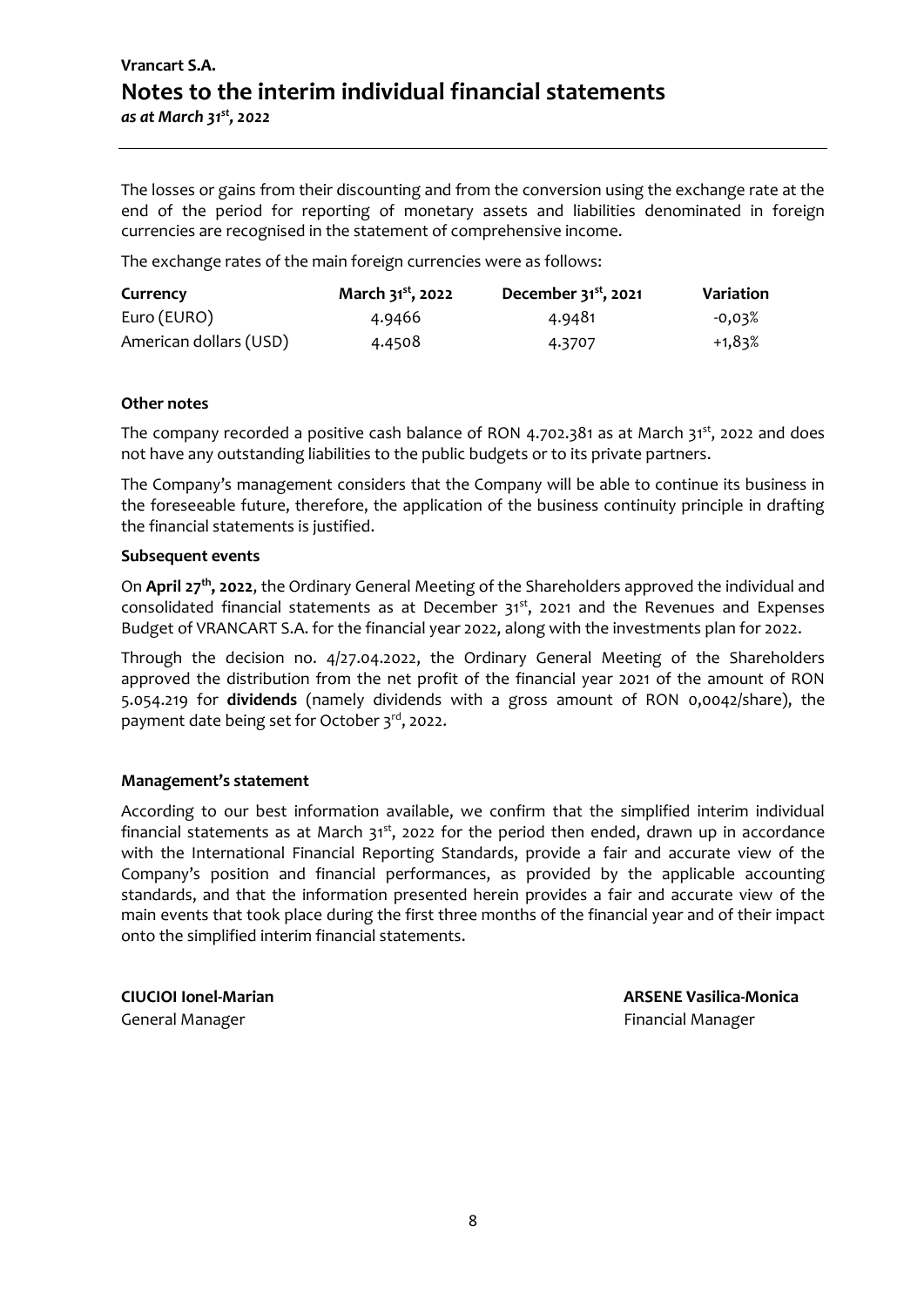The losses or gains from their discounting and from the conversion using the exchange rate at the end of the period for reporting of monetary assets and liabilities denominated in foreign currencies are recognised in the statement of comprehensive income.

The exchange rates of the main foreign currencies were as follows:

| Currency | March 31st, 2022 | December 31st, 2021 | Variation |
|---|---|---|---|
| Euro (EURO) | 4.9466 | 4.9481 | -0,03% |
| American dollars (USD) | 4.4508 | 4.3707 | +1,83% |

**Other notes**

The company recorded a positive cash balance of RON 4.702.381 as at March 31st, 2022 and does not have any outstanding liabilities to the public budgets or to its private partners.

The Company's management considers that the Company will be able to continue its business in the foreseeable future, therefore, the application of the business continuity principle in drafting the financial statements is justified.

**Subsequent events**

On **April 27th, 2022**, the Ordinary General Meeting of the Shareholders approved the individual and consolidated financial statements as at December 31st, 2021 and the Revenues and Expenses Budget of VRANCART S.A. for the financial year 2022, along with the investments plan for 2022.

Through the decision no. 4/27.04.2022, the Ordinary General Meeting of the Shareholders approved the distribution from the net profit of the financial year 2021 of the amount of RON 5.054.219 for **dividends** (namely dividends with a gross amount of RON 0,0042/share), the payment date being set for October 3rd, 2022.

**Management's statement**

According to our best information available, we confirm that the simplified interim individual financial statements as at March 31st, 2022 for the period then ended, drawn up in accordance with the International Financial Reporting Standards, provide a fair and accurate view of the Company's position and financial performances, as provided by the applicable accounting standards, and that the information presented herein provides a fair and accurate view of the main events that took place during the first three months of the financial year and of their impact onto the simplified interim financial statements.

**CIUCIOI Ionel-Marian**
General Manager

**ARSENE Vasilica-Monica**
Financial Manager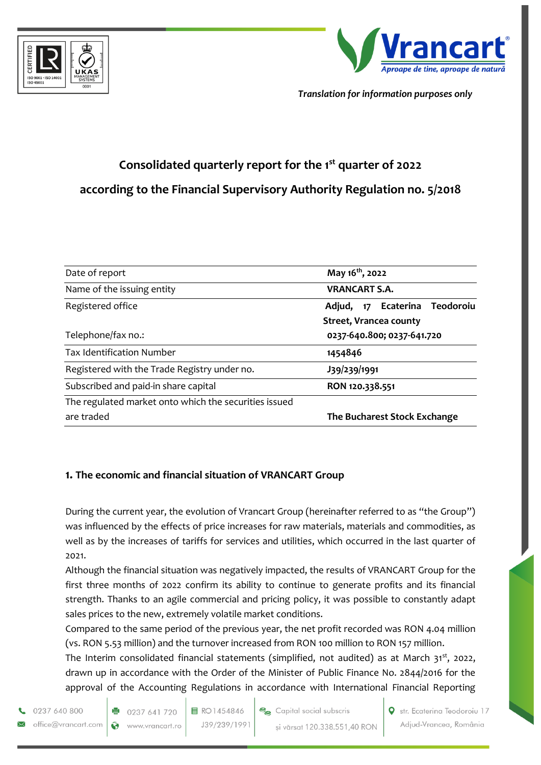*Translation for information purposes only*

## Consolidated quarterly report for the 1st quarter of 2022

## according to the Financial Supervisory Authority Regulation no. 5/2018

| | |
|---|---|
| Date of report | **May 16th, 2022** |
| Name of the issuing entity | **VRANCART S.A.** |
| Registered office | **Adjud, 17 Ecaterina Teodoroiu Street, Vrancea county** |
| Telephone/fax no.: | **0237-640.800; 0237-641.720** |
| Tax Identification Number | **1454846** |
| Registered with the Trade Registry under no. | **J39/239/1991** |
| Subscribed and paid-in share capital | **RON 120.338.551** |
| The regulated market onto which the securities issued are traded | **The Bucharest Stock Exchange** |

### 1. The economic and financial situation of VRANCART Group

During the current year, the evolution of Vrancart Group (hereinafter referred to as "the Group") was influenced by the effects of price increases for raw materials, materials and commodities, as well as by the increases of tariffs for services and utilities, which occurred in the last quarter of 2021.

Although the financial situation was negatively impacted, the results of VRANCART Group for the first three months of 2022 confirm its ability to continue to generate profits and its financial strength. Thanks to an agile commercial and pricing policy, it was possible to constantly adapt sales prices to the new, extremely volatile market conditions.

Compared to the same period of the previous year, the net profit recorded was RON 4.04 million (vs. RON 5.53 million) and the turnover increased from RON 100 million to RON 157 million.

The Interim consolidated financial statements (simplified, not audited) as at March 31st, 2022, drawn up in accordance with the Order of the Minister of Public Finance No. 2844/2016 for the approval of the Accounting Regulations in accordance with International Financial Reporting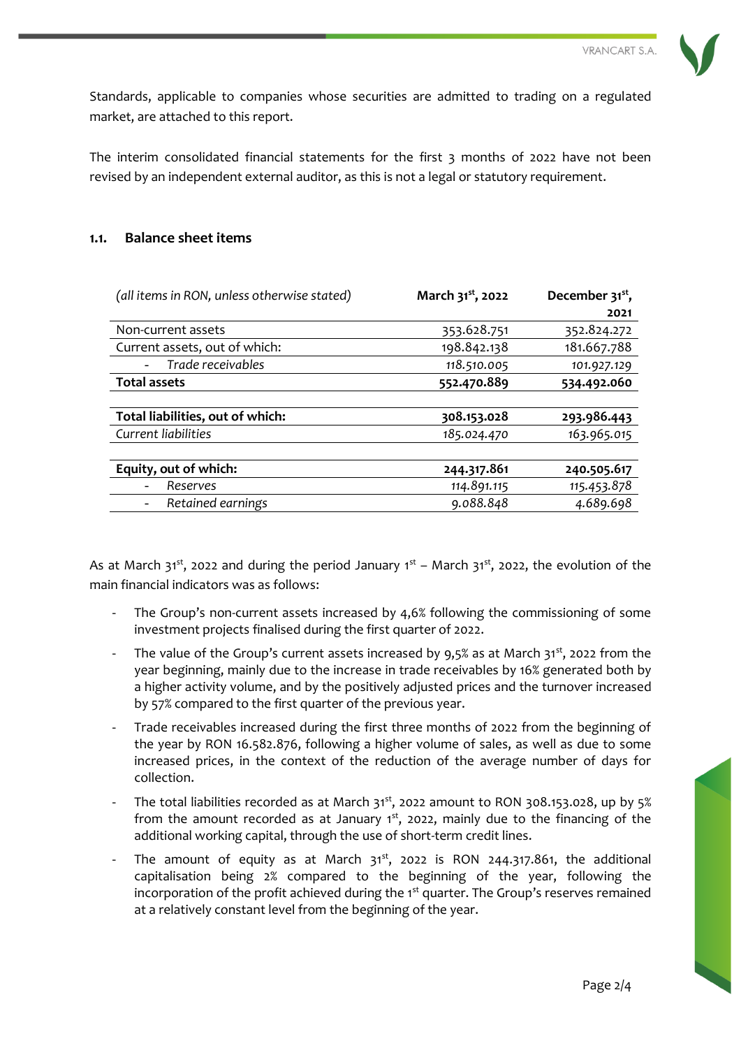Standards, applicable to companies whose securities are admitted to trading on a regulated market, are attached to this report.

The interim consolidated financial statements for the first 3 months of 2022 have not been revised by an independent external auditor, as this is not a legal or statutory requirement.

### 1.1. Balance sheet items

| *(all items in RON, unless otherwise stated)* | **March 31st, 2022** | **December 31st, 2021** |
|---|---|---|
| Non-current assets | 353.628.751 | 352.824.272 |
| Current assets, out of which: | 198.842.138 | 181.667.788 |
| - *Trade receivables* | *118.510.005* | *101.927.129* |
| **Total assets** | **552.470.889** | **534.492.060** |
| | | |
| **Total liabilities, out of which:** | **308.153.028** | **293.986.443** |
| *Current liabilities* | *185.024.470* | *163.965.015* |
| | | |
| **Equity, out of which:** | **244.317.861** | **240.505.617** |
| - *Reserves* | *114.891.115* | *115.453.878* |
| - *Retained earnings* | *9.088.848* | *4.689.698* |

As at March 31st, 2022 and during the period January 1st – March 31st, 2022, the evolution of the main financial indicators was as follows:

- The Group's non-current assets increased by 4,6% following the commissioning of some investment projects finalised during the first quarter of 2022.
- The value of the Group's current assets increased by 9,5% as at March 31st, 2022 from the year beginning, mainly due to the increase in trade receivables by 16% generated both by a higher activity volume, and by the positively adjusted prices and the turnover increased by 57% compared to the first quarter of the previous year.
- Trade receivables increased during the first three months of 2022 from the beginning of the year by RON 16.582.876, following a higher volume of sales, as well as due to some increased prices, in the context of the reduction of the average number of days for collection.
- The total liabilities recorded as at March 31st, 2022 amount to RON 308.153.028, up by 5% from the amount recorded as at January 1st, 2022, mainly due to the financing of the additional working capital, through the use of short-term credit lines.
- The amount of equity as at March 31st, 2022 is RON 244.317.861, the additional capitalisation being 2% compared to the beginning of the year, following the incorporation of the profit achieved during the 1st quarter. The Group's reserves remained at a relatively constant level from the beginning of the year.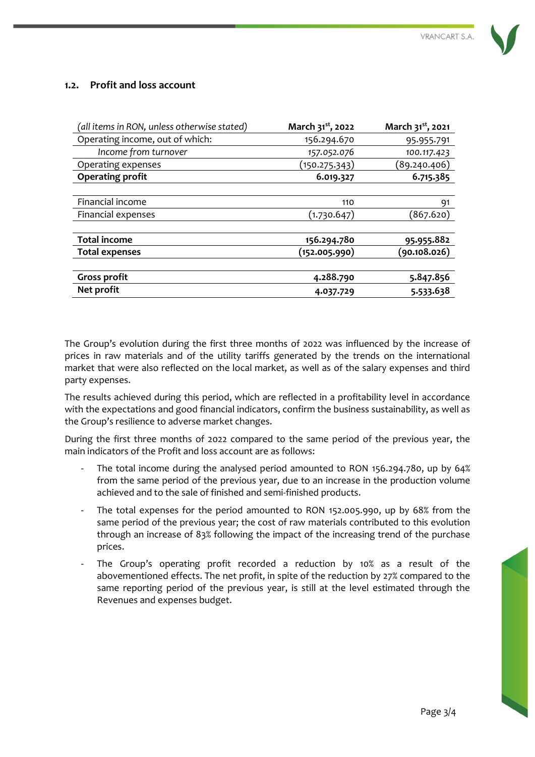### 1.2. Profit and loss account

| *(all items in RON, unless otherwise stated)* | **March 31st, 2022** | **March 31st, 2021** |
|---|---|---|
| Operating income, out of which: | 156.294.670 | 95.955.791 |
| *Income from turnover* | *157.052.076* | *100.117.423* |
| Operating expenses | (150.275.343) | (89.240.406) |
| **Operating profit** | **6.019.327** | **6.715.385** |
| | | |
| Financial income | 110 | 91 |
| Financial expenses | (1.730.647) | (867.620) |
| | | |
| **Total income** | **156.294.780** | **95.955.882** |
| **Total expenses** | **(152.005.990)** | **(90.108.026)** |
| | | |
| **Gross profit** | **4.288.790** | **5.847.856** |
| **Net profit** | **4.037.729** | **5.533.638** |

The Group's evolution during the first three months of 2022 was influenced by the increase of prices in raw materials and of the utility tariffs generated by the trends on the international market that were also reflected on the local market, as well as of the salary expenses and third party expenses.

The results achieved during this period, which are reflected in a profitability level in accordance with the expectations and good financial indicators, confirm the business sustainability, as well as the Group's resilience to adverse market changes.

During the first three months of 2022 compared to the same period of the previous year, the main indicators of the Profit and loss account are as follows:

- The total income during the analysed period amounted to RON 156.294.780, up by 64% from the same period of the previous year, due to an increase in the production volume achieved and to the sale of finished and semi-finished products.
- The total expenses for the period amounted to RON 152.005.990, up by 68% from the same period of the previous year; the cost of raw materials contributed to this evolution through an increase of 83% following the impact of the increasing trend of the purchase prices.
- The Group's operating profit recorded a reduction by 10% as a result of the abovementioned effects. The net profit, in spite of the reduction by 27% compared to the same reporting period of the previous year, is still at the level estimated through the Revenues and expenses budget.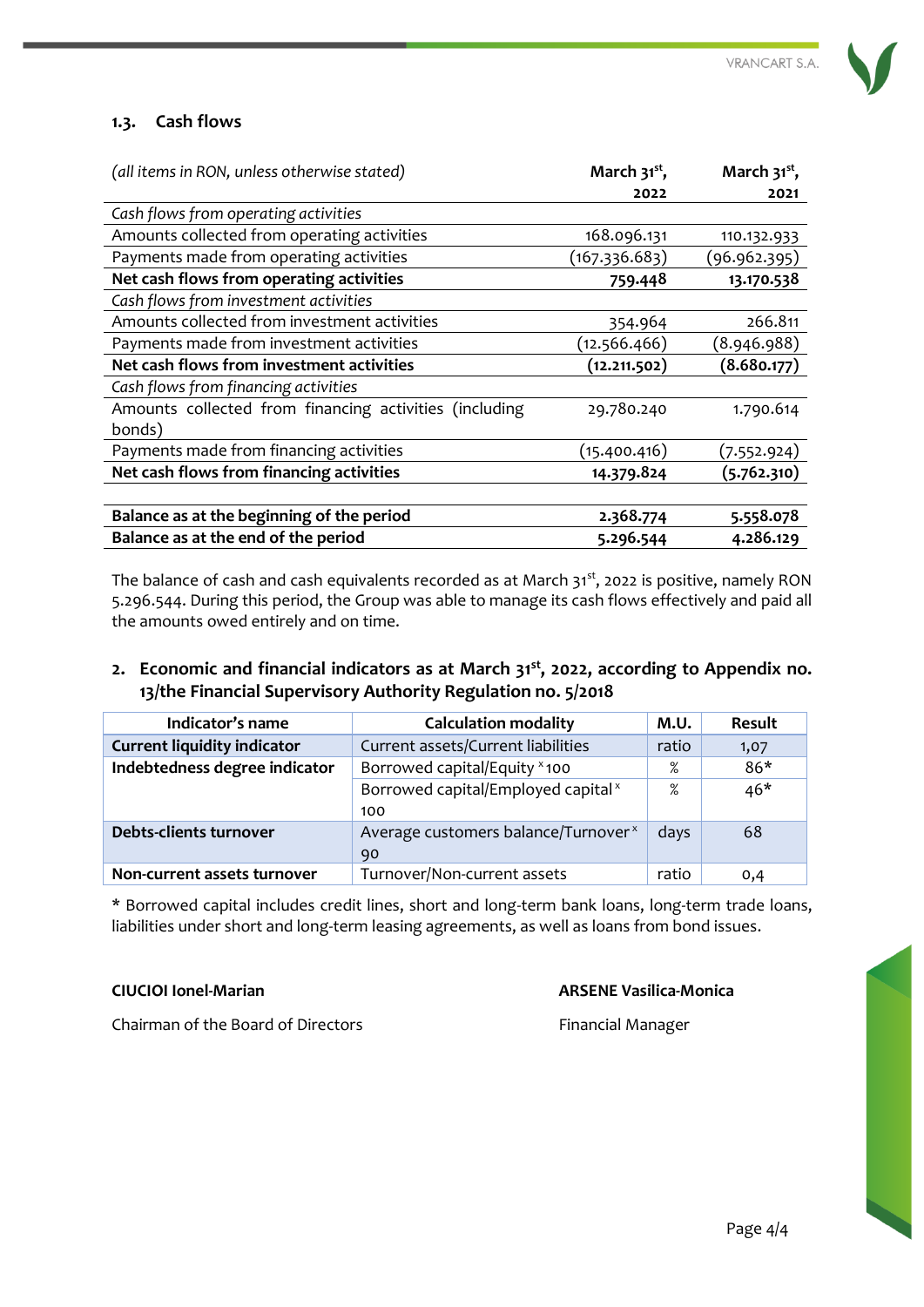### 1.3. Cash flows

| *(all items in RON, unless otherwise stated)* | March 31st, 2022 | March 31st, 2021 |
|---|---|---|
| *Cash flows from operating activities* | | |
| Amounts collected from operating activities | 168.096.131 | 110.132.933 |
| Payments made from operating activities | (167.336.683) | (96.962.395) |
| **Net cash flows from operating activities** | **759.448** | **13.170.538** |
| *Cash flows from investment activities* | | |
| Amounts collected from investment activities | 354.964 | 266.811 |
| Payments made from investment activities | (12.566.466) | (8.946.988) |
| **Net cash flows from investment activities** | **(12.211.502)** | **(8.680.177)** |
| *Cash flows from financing activities* | | |
| Amounts collected from financing activities (including bonds) | 29.780.240 | 1.790.614 |
| Payments made from financing activities | (15.400.416) | (7.552.924) |
| **Net cash flows from financing activities** | **14.379.824** | **(5.762.310)** |
| | | |
| **Balance as at the beginning of the period** | **2.368.774** | **5.558.078** |
| **Balance as at the end of the period** | **5.296.544** | **4.286.129** |

The balance of cash and cash equivalents recorded as at March 31st, 2022 is positive, namely RON 5.296.544. During this period, the Group was able to manage its cash flows effectively and paid all the amounts owed entirely and on time.

## 2. Economic and financial indicators as at March 31st, 2022, according to Appendix no. 13/the Financial Supervisory Authority Regulation no. 5/2018

| Indicator's name | Calculation modality | M.U. | Result |
|---|---|---|---|
| **Current liquidity indicator** | Current assets/Current liabilities | ratio | 1,07 |
| **Indebtedness degree indicator** | Borrowed capital/Equity x 100 | % | 86* |
| | Borrowed capital/Employed capital x 100 | % | 46* |
| **Debts-clients turnover** | Average customers balance/Turnover x 90 | days | 68 |
| **Non-current assets turnover** | Turnover/Non-current assets | ratio | 0,4 |

* Borrowed capital includes credit lines, short and long-term bank loans, long-term trade loans, liabilities under short and long-term leasing agreements, as well as loans from bond issues.

**CIUCIOI Ionel-Marian**

Chairman of the Board of Directors

**ARSENE Vasilica-Monica**

Financial Manager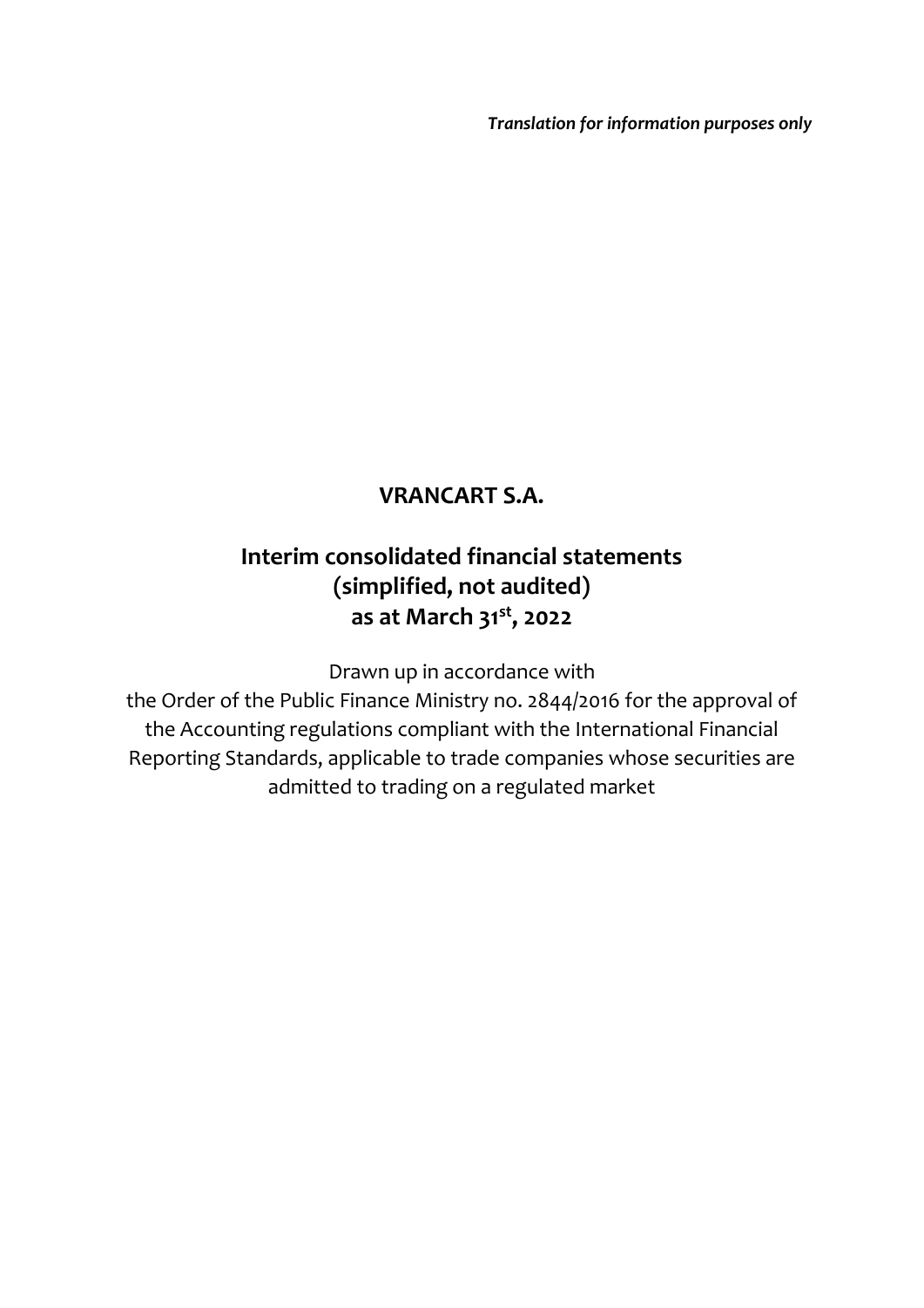*Translation for information purposes only*

# VRANCART S.A.

## Interim consolidated financial statements (simplified, not audited) as at March 31st, 2022

Drawn up in accordance with the Order of the Public Finance Ministry no. 2844/2016 for the approval of the Accounting regulations compliant with the International Financial Reporting Standards, applicable to trade companies whose securities are admitted to trading on a regulated market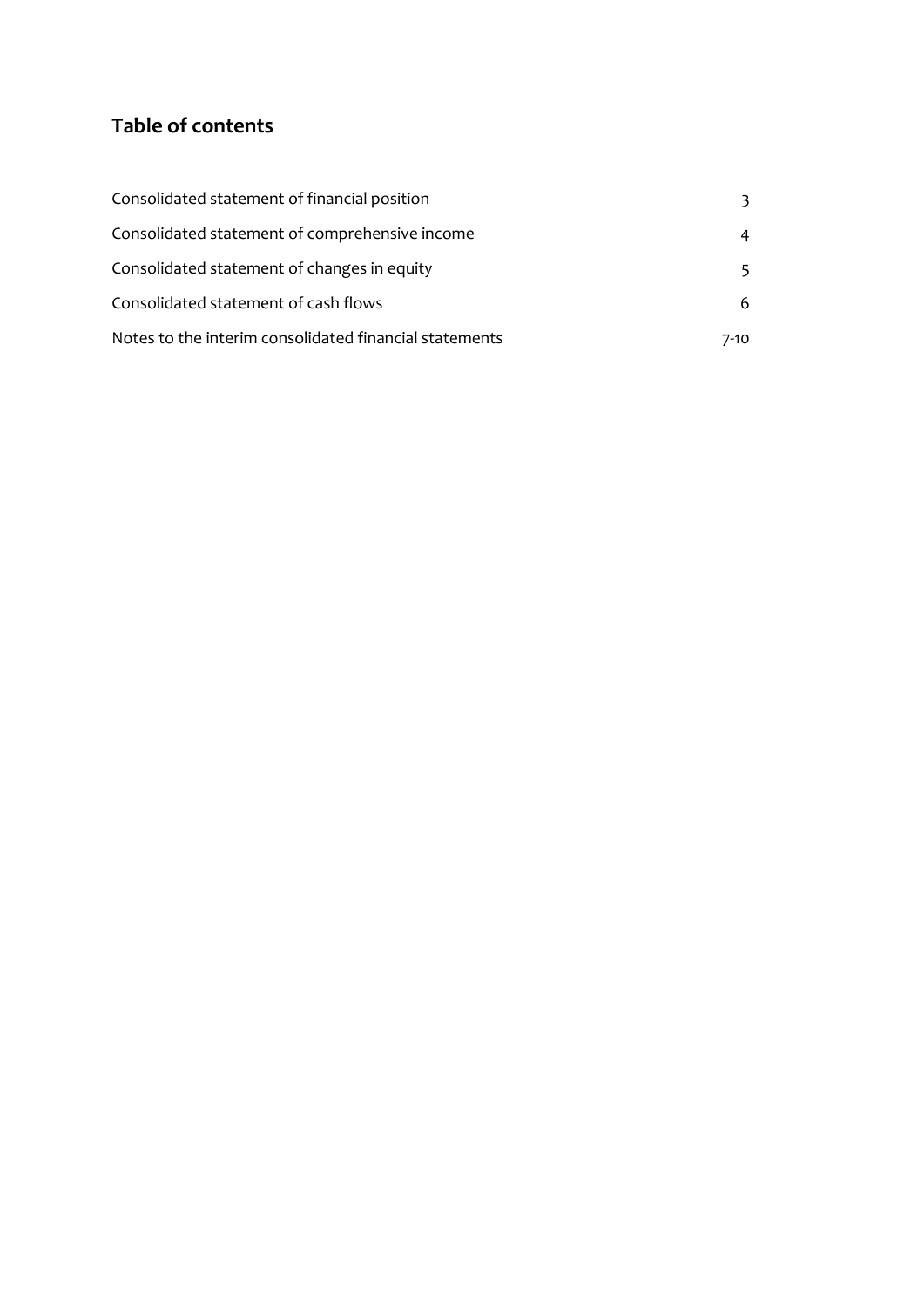## Table of contents

| | |
|---|---|
| Consolidated statement of financial position | 3 |
| Consolidated statement of comprehensive income | 4 |
| Consolidated statement of changes in equity | 5 |
| Consolidated statement of cash flows | 6 |
| Notes to the interim consolidated financial statements | 7-10 |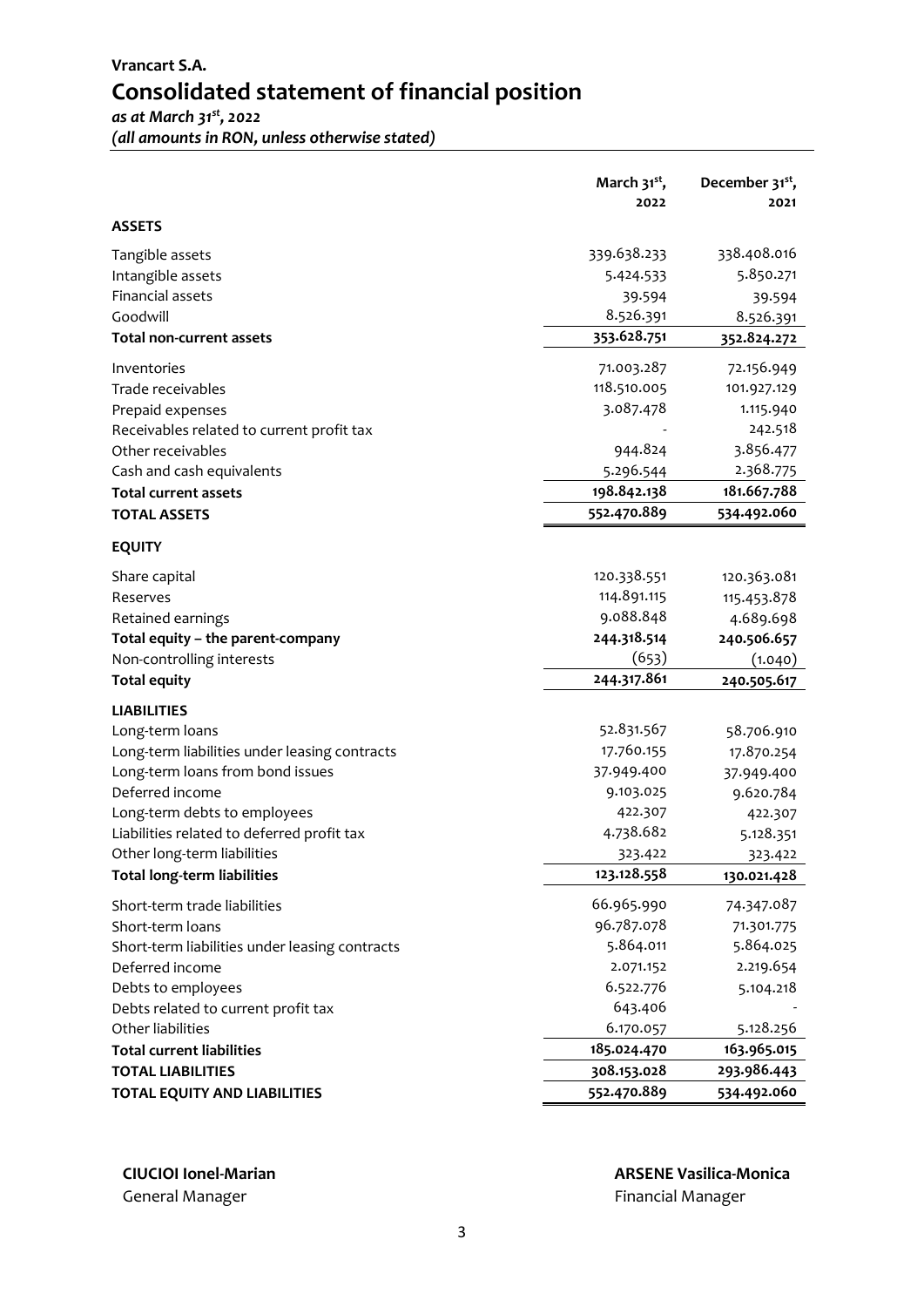## Vrancart S.A.

# Consolidated statement of financial position

*as at March 31st, 2022*
*(all amounts in RON, unless otherwise stated)*

| | March 31st, 2022 | December 31st, 2021 |
|---|---|---|
| **ASSETS** | | |
| Tangible assets | 339.638.233 | 338.408.016 |
| Intangible assets | 5.424.533 | 5.850.271 |
| Financial assets | 39.594 | 39.594 |
| Goodwill | 8.526.391 | 8.526.391 |
| **Total non-current assets** | **353.628.751** | **352.824.272** |
| Inventories | 71.003.287 | 72.156.949 |
| Trade receivables | 118.510.005 | 101.927.129 |
| Prepaid expenses | 3.087.478 | 1.115.940 |
| Receivables related to current profit tax | - | 242.518 |
| Other receivables | 944.824 | 3.856.477 |
| Cash and cash equivalents | 5.296.544 | 2.368.775 |
| **Total current assets** | **198.842.138** | **181.667.788** |
| **TOTAL ASSETS** | **552.470.889** | **534.492.060** |
| **EQUITY** | | |
| Share capital | 120.338.551 | 120.363.081 |
| Reserves | 114.891.115 | 115.453.878 |
| Retained earnings | 9.088.848 | 4.689.698 |
| **Total equity – the parent-company** | **244.318.514** | **240.506.657** |
| Non-controlling interests | (653) | (1.040) |
| **Total equity** | **244.317.861** | **240.505.617** |
| **LIABILITIES** | | |
| Long-term loans | 52.831.567 | 58.706.910 |
| Long-term liabilities under leasing contracts | 17.760.155 | 17.870.254 |
| Long-term loans from bond issues | 37.949.400 | 37.949.400 |
| Deferred income | 9.103.025 | 9.620.784 |
| Long-term debts to employees | 422.307 | 422.307 |
| Liabilities related to deferred profit tax | 4.738.682 | 5.128.351 |
| Other long-term liabilities | 323.422 | 323.422 |
| **Total long-term liabilities** | **123.128.558** | **130.021.428** |
| Short-term trade liabilities | 66.965.990 | 74.347.087 |
| Short-term loans | 96.787.078 | 71.301.775 |
| Short-term liabilities under leasing contracts | 5.864.011 | 5.864.025 |
| Deferred income | 2.071.152 | 2.219.654 |
| Debts to employees | 6.522.776 | 5.104.218 |
| Debts related to current profit tax | 643.406 | - |
| Other liabilities | 6.170.057 | 5.128.256 |
| **Total current liabilities** | **185.024.470** | **163.965.015** |
| **TOTAL LIABILITIES** | **308.153.028** | **293.986.443** |
| **TOTAL EQUITY AND LIABILITIES** | **552.470.889** | **534.492.060** |

**CIUCIOI Ionel-Marian**
General Manager

**ARSENE Vasilica-Monica**
Financial Manager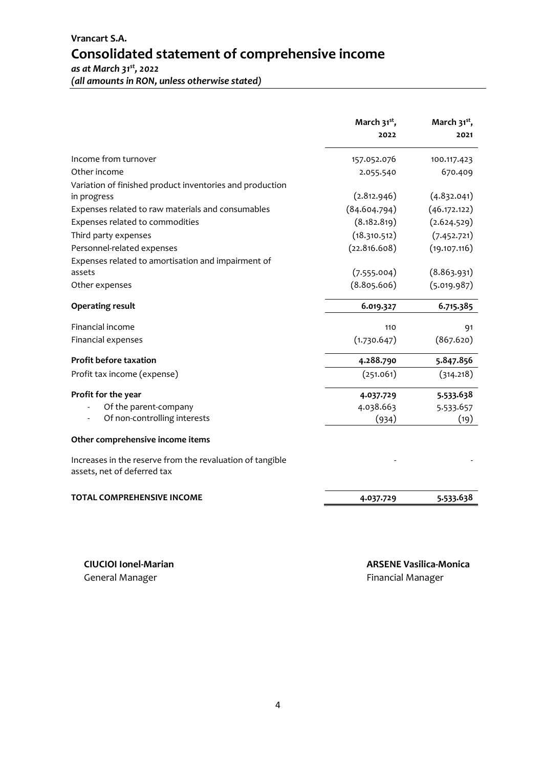**Vrancart S.A.**

# Consolidated statement of comprehensive income

*as at March 31st, 2022*
*(all amounts in RON, unless otherwise stated)*

| | March 31st, 2022 | March 31st, 2021 |
|---|---|---|
| Income from turnover | 157.052.076 | 100.117.423 |
| Other income | 2.055.540 | 670.409 |
| Variation of finished product inventories and production in progress | (2.812.946) | (4.832.041) |
| Expenses related to raw materials and consumables | (84.604.794) | (46.172.122) |
| Expenses related to commodities | (8.182.819) | (2.624.529) |
| Third party expenses | (18.310.512) | (7.452.721) |
| Personnel-related expenses | (22.816.608) | (19.107.116) |
| Expenses related to amortisation and impairment of assets | (7.555.004) | (8.863.931) |
| Other expenses | (8.805.606) | (5.019.987) |
| **Operating result** | **6.019.327** | **6.715.385** |
| Financial income | 110 | 91 |
| Financial expenses | (1.730.647) | (867.620) |
| **Profit before taxation** | **4.288.790** | **5.847.856** |
| Profit tax income (expense) | (251.061) | (314.218) |
| **Profit for the year** | **4.037.729** | **5.533.638** |
| - Of the parent-company | 4.038.663 | 5.533.657 |
| - Of non-controlling interests | (934) | (19) |
| **Other comprehensive income items** | | |
| Increases in the reserve from the revaluation of tangible assets, net of deferred tax | - | - |
| **TOTAL COMPREHENSIVE INCOME** | **4.037.729** | **5.533.638** |

**CIUCIOI Ionel-Marian**
General Manager

**ARSENE Vasilica-Monica**
Financial Manager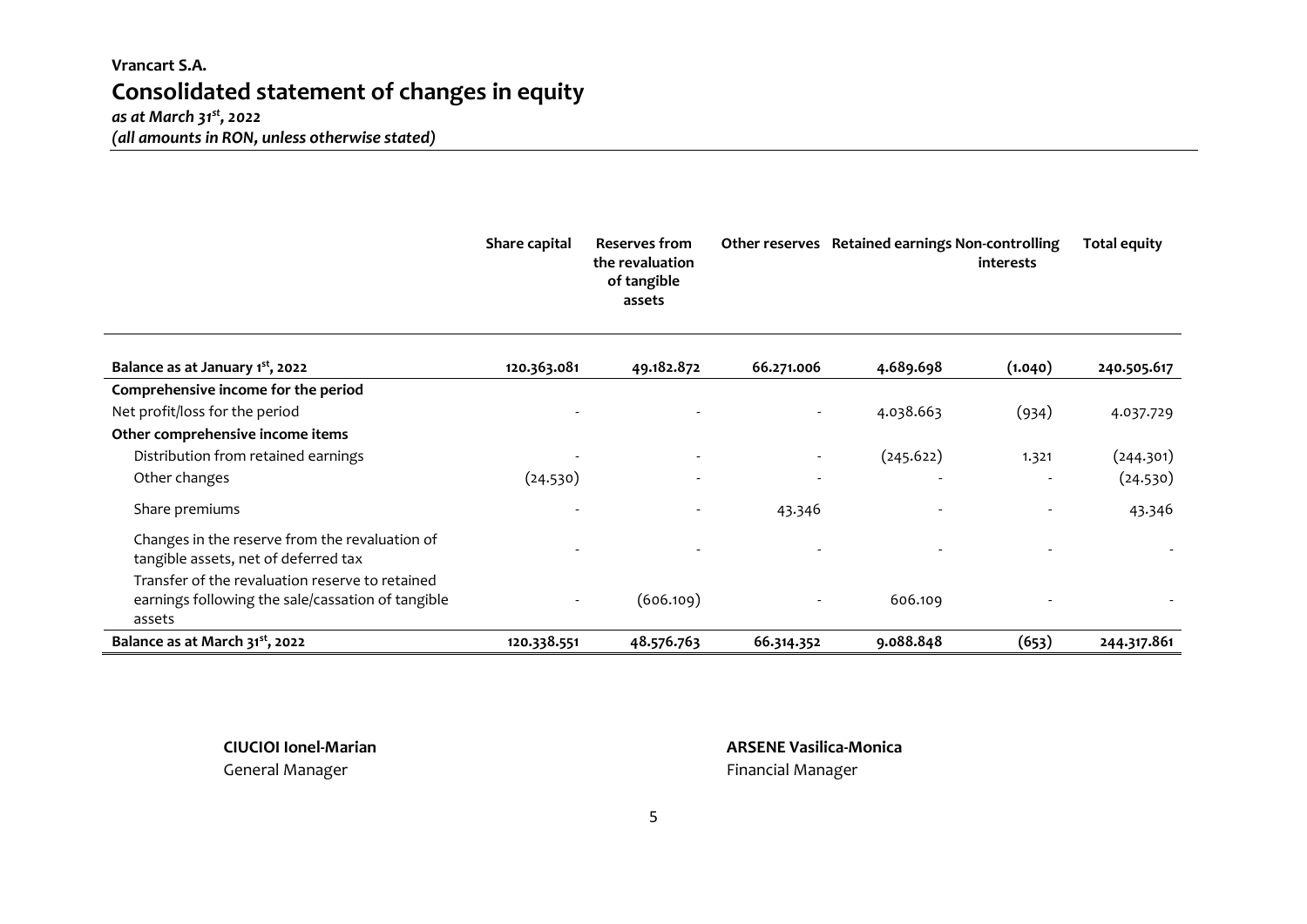**Vrancart S.A.**

# Consolidated statement of changes in equity

*as at March 31st, 2022*
*(all amounts in RON, unless otherwise stated)*

| | Share capital | Reserves from the revaluation of tangible assets | Other reserves | Retained earnings | Non-controlling interests | Total equity |
|---|---|---|---|---|---|---|
| **Balance as at January 1st, 2022** | **120.363.081** | **49.182.872** | **66.271.006** | **4.689.698** | **(1.040)** | **240.505.617** |
| **Comprehensive income for the period** | | | | | | |
| Net profit/loss for the period | - | - | - | 4.038.663 | (934) | 4.037.729 |
| **Other comprehensive income items** | | | | | | |
| Distribution from retained earnings | - | - | - | (245.622) | 1.321 | (244.301) |
| Other changes | (24.530) | - | - | - | - | (24.530) |
| Share premiums | - | - | 43.346 | - | - | 43.346 |
| Changes in the reserve from the revaluation of tangible assets, net of deferred tax | - | - | - | - | - | - |
| Transfer of the revaluation reserve to retained earnings following the sale/cassation of tangible assets | - | (606.109) | - | 606.109 | - | - |
| **Balance as at March 31st, 2022** | **120.338.551** | **48.576.763** | **66.314.352** | **9.088.848** | **(653)** | **244.317.861** |

**CIUCIOI Ionel-Marian**
General Manager

**ARSENE Vasilica-Monica**
Financial Manager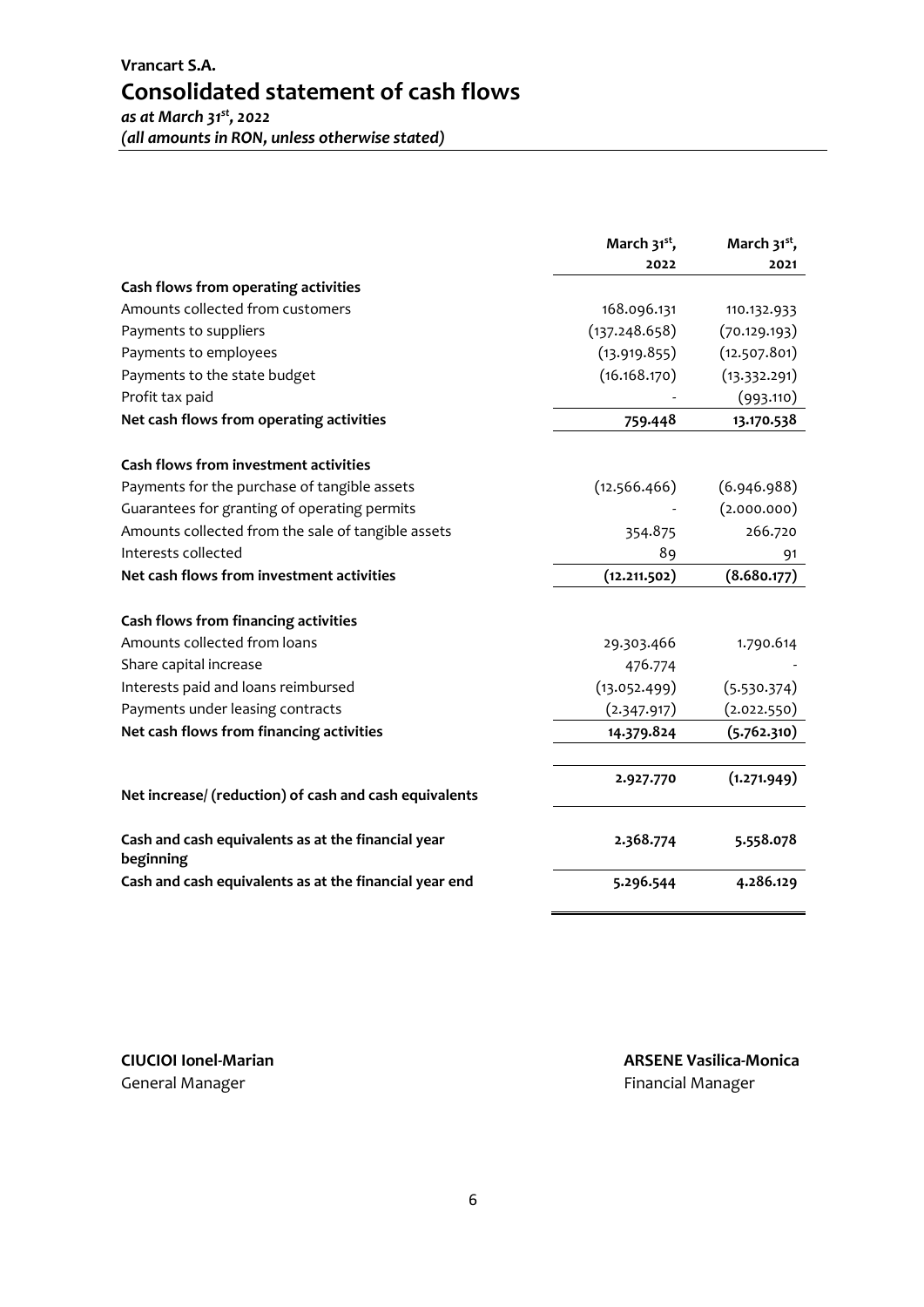# Vrancart S.A.

## Consolidated statement of cash flows

*as at March 31st, 2022*
*(all amounts in RON, unless otherwise stated)*

| | March 31st, 2022 | March 31st, 2021 |
|---|---|---|
| **Cash flows from operating activities** | | |
| Amounts collected from customers | 168.096.131 | 110.132.933 |
| Payments to suppliers | (137.248.658) | (70.129.193) |
| Payments to employees | (13.919.855) | (12.507.801) |
| Payments to the state budget | (16.168.170) | (13.332.291) |
| Profit tax paid | - | (993.110) |
| **Net cash flows from operating activities** | **759.448** | **13.170.538** |
| **Cash flows from investment activities** | | |
| Payments for the purchase of tangible assets | (12.566.466) | (6.946.988) |
| Guarantees for granting of operating permits | - | (2.000.000) |
| Amounts collected from the sale of tangible assets | 354.875 | 266.720 |
| Interests collected | 89 | 91 |
| **Net cash flows from investment activities** | **(12.211.502)** | **(8.680.177)** |
| **Cash flows from financing activities** | | |
| Amounts collected from loans | 29.303.466 | 1.790.614 |
| Share capital increase | 476.774 | - |
| Interests paid and loans reimbursed | (13.052.499) | (5.530.374) |
| Payments under leasing contracts | (2.347.917) | (2.022.550) |
| **Net cash flows from financing activities** | **14.379.824** | **(5.762.310)** |
| **Net increase/ (reduction) of cash and cash equivalents** | **2.927.770** | **(1.271.949)** |
| **Cash and cash equivalents as at the financial year beginning** | **2.368.774** | **5.558.078** |
| **Cash and cash equivalents as at the financial year end** | **5.296.544** | **4.286.129** |

**CIUCIOI Ionel-Marian**
General Manager

**ARSENE Vasilica-Monica**
Financial Manager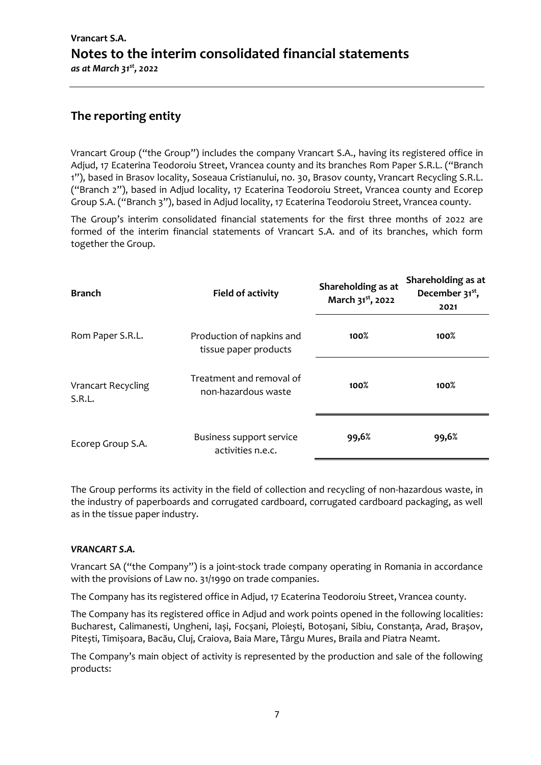## The reporting entity

Vrancart Group ("the Group") includes the company Vrancart S.A., having its registered office in Adjud, 17 Ecaterina Teodoroiu Street, Vrancea county and its branches Rom Paper S.R.L. ("Branch 1"), based in Brasov locality, Soseaua Cristianului, no. 30, Brasov county, Vrancart Recycling S.R.L. ("Branch 2"), based in Adjud locality, 17 Ecaterina Teodoroiu Street, Vrancea county and Ecorep Group S.A. ("Branch 3"), based in Adjud locality, 17 Ecaterina Teodoroiu Street, Vrancea county.

The Group's interim consolidated financial statements for the first three months of 2022 are formed of the interim financial statements of Vrancart S.A. and of its branches, which form together the Group.

| Branch | Field of activity | Shareholding as at March 31st, 2022 | Shareholding as at December 31st, 2021 |
|---|---|---|---|
| Rom Paper S.R.L. | Production of napkins and tissue paper products | **100%** | **100%** |
| Vrancart Recycling S.R.L. | Treatment and removal of non-hazardous waste | **100%** | **100%** |
| Ecorep Group S.A. | Business support service activities n.e.c. | **99,6%** | **99,6%** |

The Group performs its activity in the field of collection and recycling of non-hazardous waste, in the industry of paperboards and corrugated cardboard, corrugated cardboard packaging, as well as in the tissue paper industry.

***VRANCART S.A.***

Vrancart SA ("the Company") is a joint-stock trade company operating in Romania in accordance with the provisions of Law no. 31/1990 on trade companies.

The Company has its registered office in Adjud, 17 Ecaterina Teodoroiu Street, Vrancea county.

The Company has its registered office in Adjud and work points opened in the following localities: Bucharest, Calimanesti, Ungheni, Iași, Focșani, Ploiești, Botoșani, Sibiu, Constanța, Arad, Brașov, Pitești, Timișoara, Bacău, Cluj, Craiova, Baia Mare, Târgu Mures, Braila and Piatra Neamt.

The Company's main object of activity is represented by the production and sale of the following products: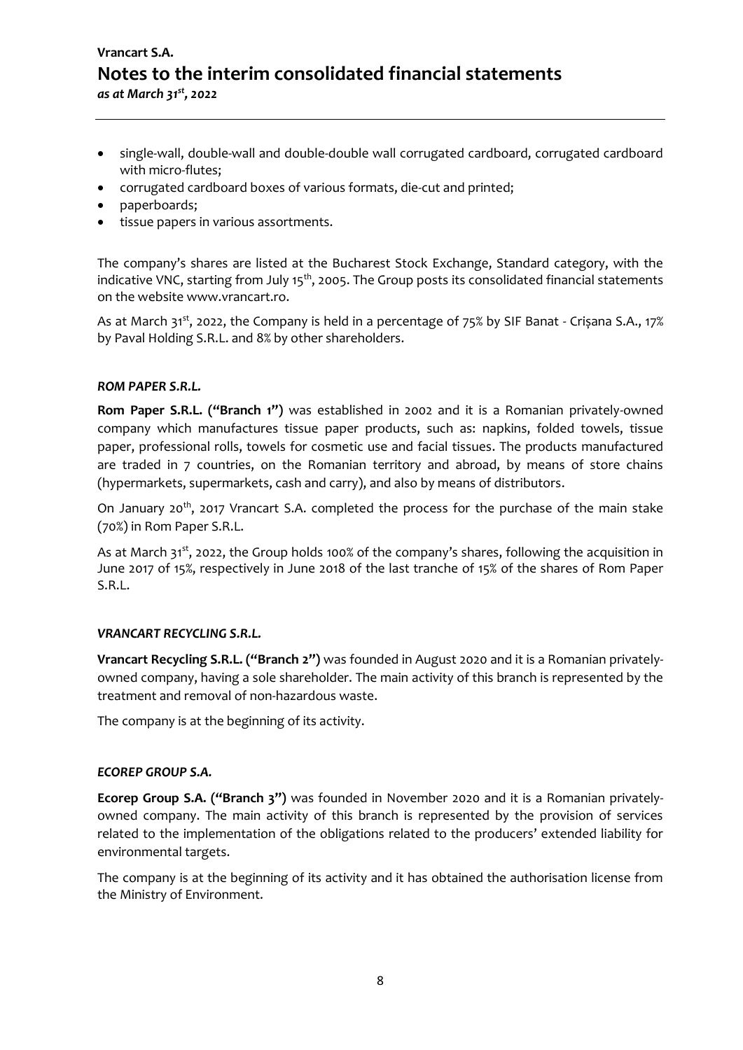- single-wall, double-wall and double-double wall corrugated cardboard, corrugated cardboard with micro-flutes;
- corrugated cardboard boxes of various formats, die-cut and printed;
- paperboards;
- tissue papers in various assortments.

The company's shares are listed at the Bucharest Stock Exchange, Standard category, with the indicative VNC, starting from July 15th, 2005. The Group posts its consolidated financial statements on the website www.vrancart.ro.

As at March 31st, 2022, the Company is held in a percentage of 75% by SIF Banat - Crișana S.A., 17% by Paval Holding S.R.L. and 8% by other shareholders.

***ROM PAPER S.R.L.***

**Rom Paper S.R.L. ("Branch 1")** was established in 2002 and it is a Romanian privately-owned company which manufactures tissue paper products, such as: napkins, folded towels, tissue paper, professional rolls, towels for cosmetic use and facial tissues. The products manufactured are traded in 7 countries, on the Romanian territory and abroad, by means of store chains (hypermarkets, supermarkets, cash and carry), and also by means of distributors.

On January 20th, 2017 Vrancart S.A. completed the process for the purchase of the main stake (70%) in Rom Paper S.R.L.

As at March 31st, 2022, the Group holds 100% of the company's shares, following the acquisition in June 2017 of 15%, respectively in June 2018 of the last tranche of 15% of the shares of Rom Paper S.R.L.

***VRANCART RECYCLING S.R.L.***

**Vrancart Recycling S.R.L. ("Branch 2")** was founded in August 2020 and it is a Romanian privately-owned company, having a sole shareholder. The main activity of this branch is represented by the treatment and removal of non-hazardous waste.

The company is at the beginning of its activity.

***ECOREP GROUP S.A.***

**Ecorep Group S.A. ("Branch 3")** was founded in November 2020 and it is a Romanian privately-owned company. The main activity of this branch is represented by the provision of services related to the implementation of the obligations related to the producers' extended liability for environmental targets.

The company is at the beginning of its activity and it has obtained the authorisation license from the Ministry of Environment.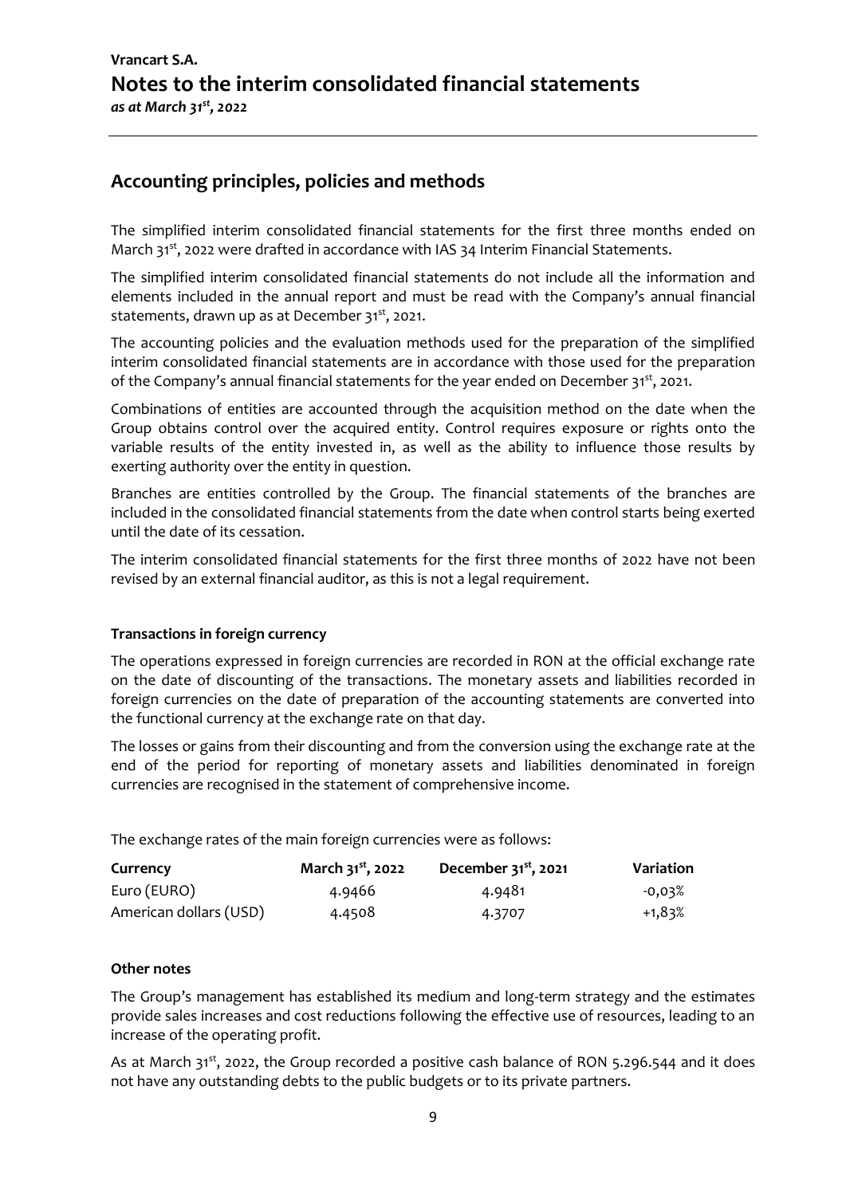## Accounting principles, policies and methods

The simplified interim consolidated financial statements for the first three months ended on March 31st, 2022 were drafted in accordance with IAS 34 Interim Financial Statements.

The simplified interim consolidated financial statements do not include all the information and elements included in the annual report and must be read with the Company's annual financial statements, drawn up as at December 31st, 2021.

The accounting policies and the evaluation methods used for the preparation of the simplified interim consolidated financial statements are in accordance with those used for the preparation of the Company's annual financial statements for the year ended on December 31st, 2021.

Combinations of entities are accounted through the acquisition method on the date when the Group obtains control over the acquired entity. Control requires exposure or rights onto the variable results of the entity invested in, as well as the ability to influence those results by exerting authority over the entity in question.

Branches are entities controlled by the Group. The financial statements of the branches are included in the consolidated financial statements from the date when control starts being exerted until the date of its cessation.

The interim consolidated financial statements for the first three months of 2022 have not been revised by an external financial auditor, as this is not a legal requirement.

**Transactions in foreign currency**

The operations expressed in foreign currencies are recorded in RON at the official exchange rate on the date of discounting of the transactions. The monetary assets and liabilities recorded in foreign currencies on the date of preparation of the accounting statements are converted into the functional currency at the exchange rate on that day.

The losses or gains from their discounting and from the conversion using the exchange rate at the end of the period for reporting of monetary assets and liabilities denominated in foreign currencies are recognised in the statement of comprehensive income.

The exchange rates of the main foreign currencies were as follows:

| Currency | March 31st, 2022 | December 31st, 2021 | Variation |
|---|---|---|---|
| Euro (EURO) | 4.9466 | 4.9481 | -0,03% |
| American dollars (USD) | 4.4508 | 4.3707 | +1,83% |

**Other notes**

The Group's management has established its medium and long-term strategy and the estimates provide sales increases and cost reductions following the effective use of resources, leading to an increase of the operating profit.

As at March 31st, 2022, the Group recorded a positive cash balance of RON 5.296.544 and it does not have any outstanding debts to the public budgets or to its private partners.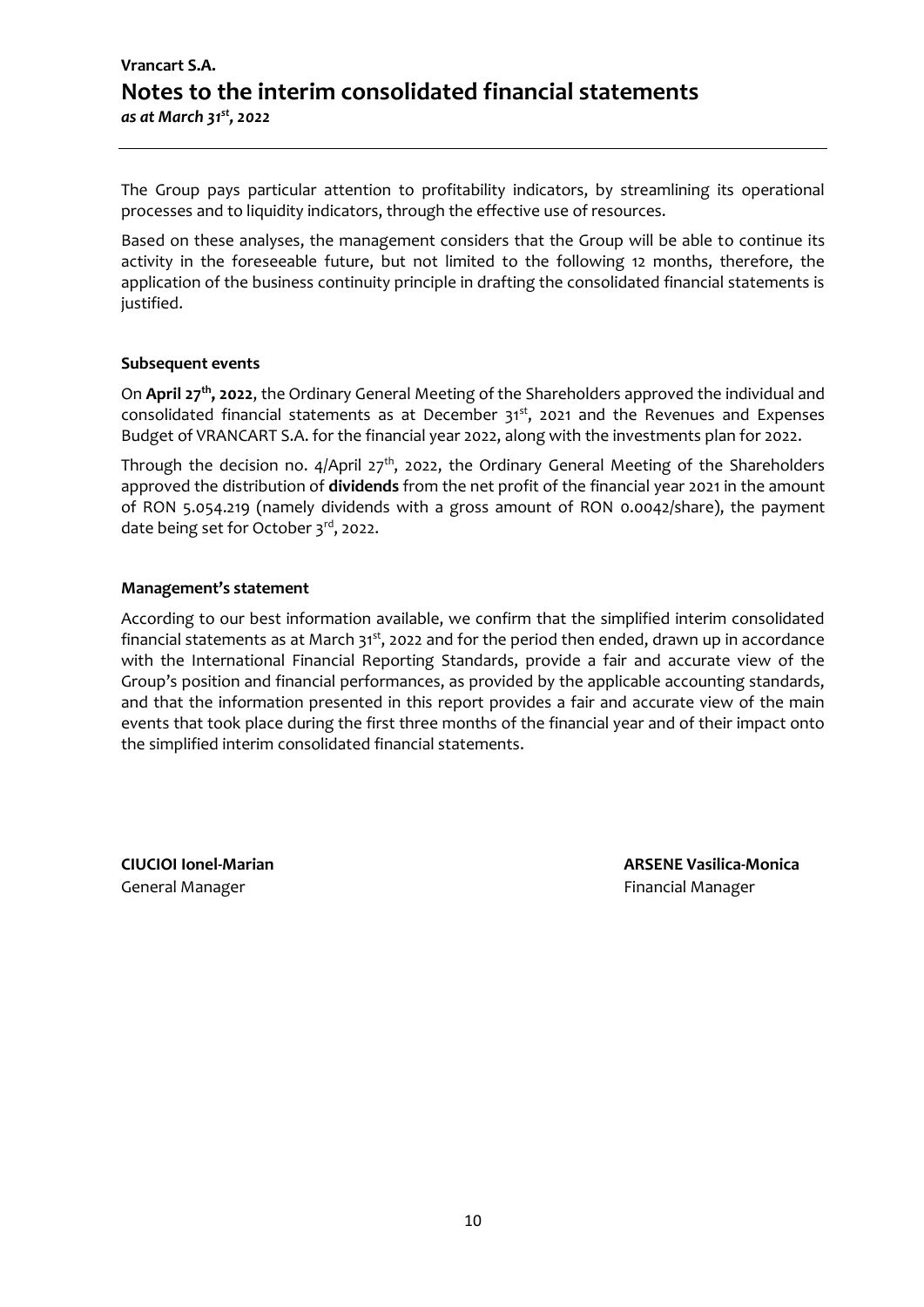The Group pays particular attention to profitability indicators, by streamlining its operational processes and to liquidity indicators, through the effective use of resources.

Based on these analyses, the management considers that the Group will be able to continue its activity in the foreseeable future, but not limited to the following 12 months, therefore, the application of the business continuity principle in drafting the consolidated financial statements is justified.

**Subsequent events**

On **April 27th, 2022**, the Ordinary General Meeting of the Shareholders approved the individual and consolidated financial statements as at December 31st, 2021 and the Revenues and Expenses Budget of VRANCART S.A. for the financial year 2022, along with the investments plan for 2022.

Through the decision no. 4/April 27th, 2022, the Ordinary General Meeting of the Shareholders approved the distribution of **dividends** from the net profit of the financial year 2021 in the amount of RON 5.054.219 (namely dividends with a gross amount of RON 0.0042/share), the payment date being set for October 3rd, 2022.

**Management's statement**

According to our best information available, we confirm that the simplified interim consolidated financial statements as at March 31st, 2022 and for the period then ended, drawn up in accordance with the International Financial Reporting Standards, provide a fair and accurate view of the Group's position and financial performances, as provided by the applicable accounting standards, and that the information presented in this report provides a fair and accurate view of the main events that took place during the first three months of the financial year and of their impact onto the simplified interim consolidated financial statements.

**CIUCIOI Ionel-Marian**
General Manager

**ARSENE Vasilica-Monica**
Financial Manager